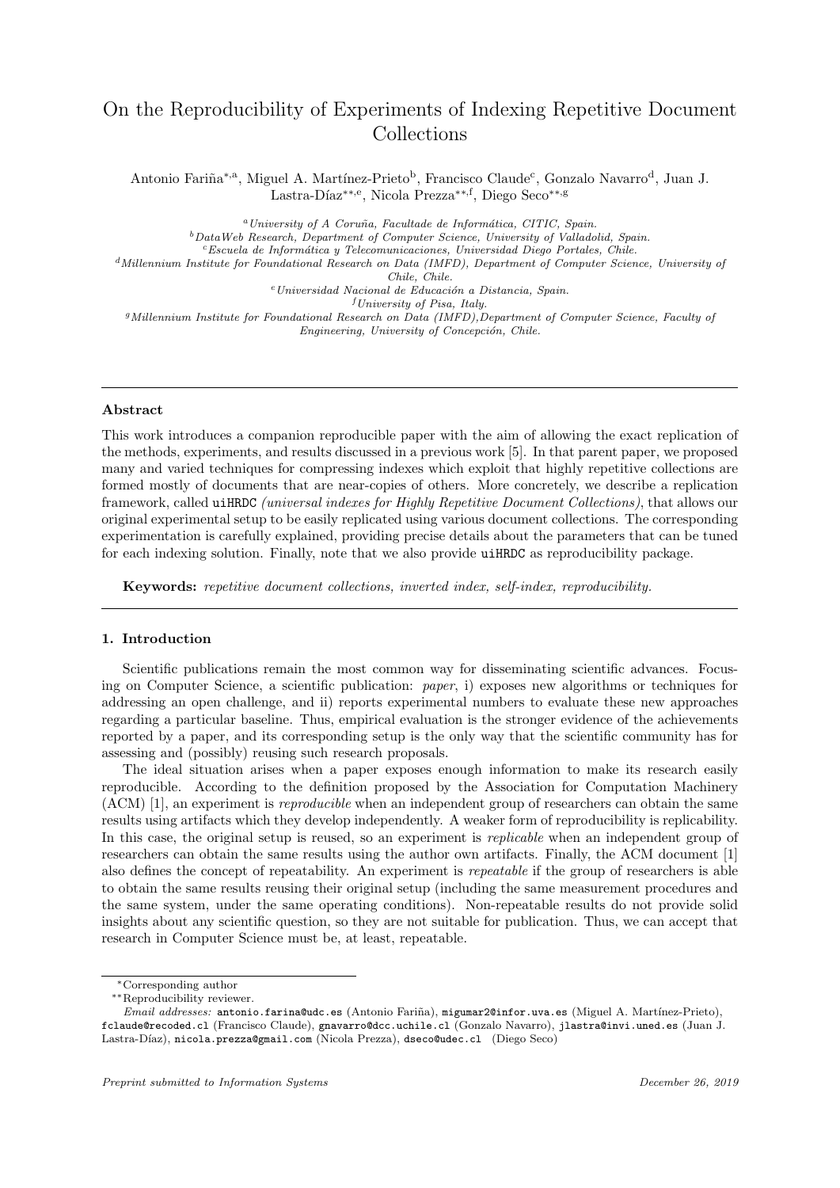# On the Reproducibility of Experiments of Indexing Repetitive Document Collections

Antonio Fariña[*,a], Miguel A. Martínez-Prieto[b], Francisco Claude[c], Gonzalo Navarro[d], Juan J. Lastra-Díaz[**,e], Nicola Prezza[**,f], Diego Seco[**,g]

[a] *University of A Coruña, Facultade de Informática, CITIC, Spain.*
[b] *DataWeb Research, Department of Computer Science, University of Valladolid, Spain.*
[c] *Escuela de Informática y Telecomunicaciones, Universidad Diego Portales, Chile.*
[d] *Millennium Institute for Foundational Research on Data (IMFD), Department of Computer Science, University of Chile, Chile.*
[e] *Universidad Nacional de Educación a Distancia, Spain.*
[f] *University of Pisa, Italy.*
[g] *Millennium Institute for Foundational Research on Data (IMFD),Department of Computer Science, Faculty of Engineering, University of Concepción, Chile.*

---

**Abstract**

This work introduces a companion reproducible paper with the aim of allowing the exact replication of the methods, experiments, and results discussed in a previous work [5]. In that parent paper, we proposed many and varied techniques for compressing indexes which exploit that highly repetitive collections are formed mostly of documents that are near-copies of others. More concretely, we describe a replication framework, called `uiHRDC` *(universal indexes for Highly Repetitive Document Collections)*, that allows our original experimental setup to be easily replicated using various document collections. The corresponding experimentation is carefully explained, providing precise details about the parameters that can be tuned for each indexing solution. Finally, note that we also provide `uiHRDC` as reproducibility package.

**Keywords:** *repetitive document collections, inverted index, self-index, reproducibility.*

---

## 1. Introduction

Scientific publications remain the most common way for disseminating scientific advances. Focusing on Computer Science, a scientific publication: *paper*, i) exposes new algorithms or techniques for addressing an open challenge, and ii) reports experimental numbers to evaluate these new approaches regarding a particular baseline. Thus, empirical evaluation is the stronger evidence of the achievements reported by a paper, and its corresponding setup is the only way that the scientific community has for assessing and (possibly) reusing such research proposals.

The ideal situation arises when a paper exposes enough information to make its research easily reproducible. According to the definition proposed by the Association for Computation Machinery (ACM) [1], an experiment is *reproducible* when an independent group of researchers can obtain the same results using artifacts which they develop independently. A weaker form of reproducibility is replicability. In this case, the original setup is reused, so an experiment is *replicable* when an independent group of researchers can obtain the same results using the author own artifacts. Finally, the ACM document [1] also defines the concept of repeatability. An experiment is *repeatable* if the group of researchers is able to obtain the same results reusing their original setup (including the same measurement procedures and the same system, under the same operating conditions). Non-repeatable results do not provide solid insights about any scientific question, so they are not suitable for publication. Thus, we can accept that research in Computer Science must be, at least, repeatable.

---

[*] Corresponding author
[**] Reproducibility reviewer.
*Email addresses:* `antonio.farina@udc.es` (Antonio Fariña), `migumar2@infor.uva.es` (Miguel A. Martínez-Prieto), `fclaude@recoded.cl` (Francisco Claude), `gnavarro@dcc.uchile.cl` (Gonzalo Navarro), `jlastra@invi.uned.es` (Juan J. Lastra-Díaz), `nicola.prezza@gmail.com` (Nicola Prezza), `dseco@udec.cl` (Diego Seco)

*Preprint submitted to Information Systems* *December 26, 2019*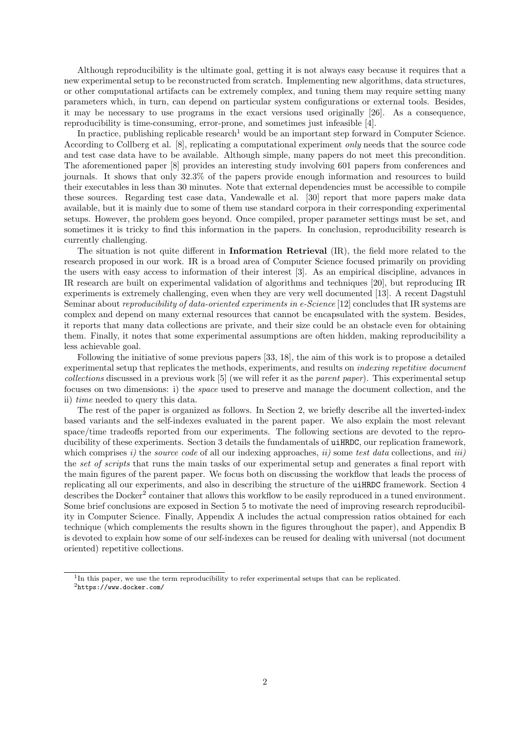Although reproducibility is the ultimate goal, getting it is not always easy because it requires that a new experimental setup to be reconstructed from scratch. Implementing new algorithms, data structures, or other computational artifacts can be extremely complex, and tuning them may require setting many parameters which, in turn, can depend on particular system configurations or external tools. Besides, it may be necessary to use programs in the exact versions used originally [26]. As a consequence, reproducibility is time-consuming, error-prone, and sometimes just infeasible [4].

In practice, publishing replicable research[1] would be an important step forward in Computer Science. According to Collberg et al. [8], replicating a computational experiment *only* needs that the source code and test case data have to be available. Although simple, many papers do not meet this precondition. The aforementioned paper [8] provides an interesting study involving 601 papers from conferences and journals. It shows that only 32.3% of the papers provide enough information and resources to build their executables in less than 30 minutes. Note that external dependencies must be accessible to compile these sources. Regarding test case data, Vandewalle et al. [30] report that more papers make data available, but it is mainly due to some of them use standard corpora in their corresponding experimental setups. However, the problem goes beyond. Once compiled, proper parameter settings must be set, and sometimes it is tricky to find this information in the papers. In conclusion, reproducibility research is currently challenging.

The situation is not quite different in **Information Retrieval** (IR), the field more related to the research proposed in our work. IR is a broad area of Computer Science focused primarily on providing the users with easy access to information of their interest [3]. As an empirical discipline, advances in IR research are built on experimental validation of algorithms and techniques [20], but reproducing IR experiments is extremely challenging, even when they are very well documented [13]. A recent Dagstuhl Seminar about *reproducibility of data-oriented experiments in e-Science* [12] concludes that IR systems are complex and depend on many external resources that cannot be encapsulated with the system. Besides, it reports that many data collections are private, and their size could be an obstacle even for obtaining them. Finally, it notes that some experimental assumptions are often hidden, making reproducibility a less achievable goal.

Following the initiative of some previous papers [33, 18], the aim of this work is to propose a detailed experimental setup that replicates the methods, experiments, and results on *indexing repetitive document collections* discussed in a previous work [5] (we will refer it as the *parent paper*). This experimental setup focuses on two dimensions: i) the *space* used to preserve and manage the document collection, and the ii) *time* needed to query this data.

The rest of the paper is organized as follows. In Section 2, we briefly describe all the inverted-index based variants and the self-indexes evaluated in the parent paper. We also explain the most relevant space/time tradeoffs reported from our experiments. The following sections are devoted to the reproducibility of these experiments. Section 3 details the fundamentals of `uiHRDC`, our replication framework, which comprises *i)* the *source code* of all our indexing approaches, *ii)* some *test data* collections, and *iii)* the *set of scripts* that runs the main tasks of our experimental setup and generates a final report with the main figures of the parent paper. We focus both on discussing the workflow that leads the process of replicating all our experiments, and also in describing the structure of the `uiHRDC` framework. Section 4 describes the Docker[2] container that allows this workflow to be easily reproduced in a tuned environment. Some brief conclusions are exposed in Section 5 to motivate the need of improving research reproducibility in Computer Science. Finally, Appendix A includes the actual compression ratios obtained for each technique (which complements the results shown in the figures throughout the paper), and Appendix B is devoted to explain how some of our self-indexes can be reused for dealing with universal (not document oriented) repetitive collections.

[1] In this paper, we use the term reproducibility to refer experimental setups that can be replicated.

[2] `https://www.docker.com/`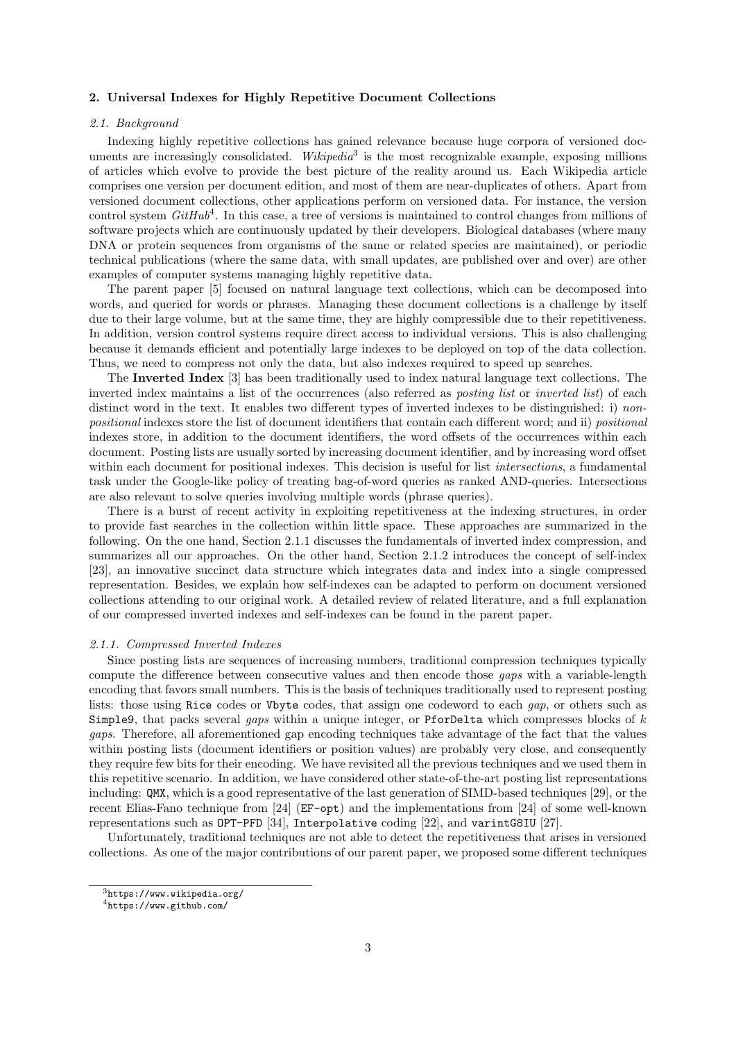## 2. Universal Indexes for Highly Repetitive Document Collections

### 2.1. Background

Indexing highly repetitive collections has gained relevance because huge corpora of versioned documents are increasingly consolidated. *Wikipedia*[3] is the most recognizable example, exposing millions of articles which evolve to provide the best picture of the reality around us. Each Wikipedia article comprises one version per document edition, and most of them are near-duplicates of others. Apart from versioned document collections, other applications perform on versioned data. For instance, the version control system *GitHub*[4]. In this case, a tree of versions is maintained to control changes from millions of software projects which are continuously updated by their developers. Biological databases (where many DNA or protein sequences from organisms of the same or related species are maintained), or periodic technical publications (where the same data, with small updates, are published over and over) are other examples of computer systems managing highly repetitive data.

The parent paper [5] focused on natural language text collections, which can be decomposed into words, and queried for words or phrases. Managing these document collections is a challenge by itself due to their large volume, but at the same time, they are highly compressible due to their repetitiveness. In addition, version control systems require direct access to individual versions. This is also challenging because it demands efficient and potentially large indexes to be deployed on top of the data collection. Thus, we need to compress not only the data, but also indexes required to speed up searches.

The **Inverted Index** [3] has been traditionally used to index natural language text collections. The inverted index maintains a list of the occurrences (also referred as *posting list* or *inverted list*) of each distinct word in the text. It enables two different types of inverted indexes to be distinguished: i) *non-positional* indexes store the list of document identifiers that contain each different word; and ii) *positional* indexes store, in addition to the document identifiers, the word offsets of the occurrences within each document. Posting lists are usually sorted by increasing document identifier, and by increasing word offset within each document for positional indexes. This decision is useful for list *intersections*, a fundamental task under the Google-like policy of treating bag-of-word queries as ranked AND-queries. Intersections are also relevant to solve queries involving multiple words (phrase queries).

There is a burst of recent activity in exploiting repetitiveness at the indexing structures, in order to provide fast searches in the collection within little space. These approaches are summarized in the following. On the one hand, Section 2.1.1 discusses the fundamentals of inverted index compression, and summarizes all our approaches. On the other hand, Section 2.1.2 introduces the concept of self-index [23], an innovative succinct data structure which integrates data and index into a single compressed representation. Besides, we explain how self-indexes can be adapted to perform on document versioned collections attending to our original work. A detailed review of related literature, and a full explanation of our compressed inverted indexes and self-indexes can be found in the parent paper.

#### 2.1.1. Compressed Inverted Indexes

Since posting lists are sequences of increasing numbers, traditional compression techniques typically compute the difference between consecutive values and then encode those *gaps* with a variable-length encoding that favors small numbers. This is the basis of techniques traditionally used to represent posting lists: those using `Rice` codes or `Vbyte` codes, that assign one codeword to each *gap*, or others such as `Simple9`, that packs several *gaps* within a unique integer, or `PforDelta` which compresses blocks of $k$ *gaps*. Therefore, all aforementioned gap encoding techniques take advantage of the fact that the values within posting lists (document identifiers or position values) are probably very close, and consequently they require few bits for their encoding. We have revisited all the previous techniques and we used them in this repetitive scenario. In addition, we have considered other state-of-the-art posting list representations including: `QMX`, which is a good representative of the last generation of SIMD-based techniques [29], or the recent Elias-Fano technique from [24] (`EF-opt`) and the implementations from [24] of some well-known representations such as `OPT-PFD` [34], `Interpolative` coding [22], and `varintG8IU` [27].

Unfortunately, traditional techniques are not able to detect the repetitiveness that arises in versioned collections. As one of the major contributions of our parent paper, we proposed some different techniques

[3] https://www.wikipedia.org/

[4] https://www.github.com/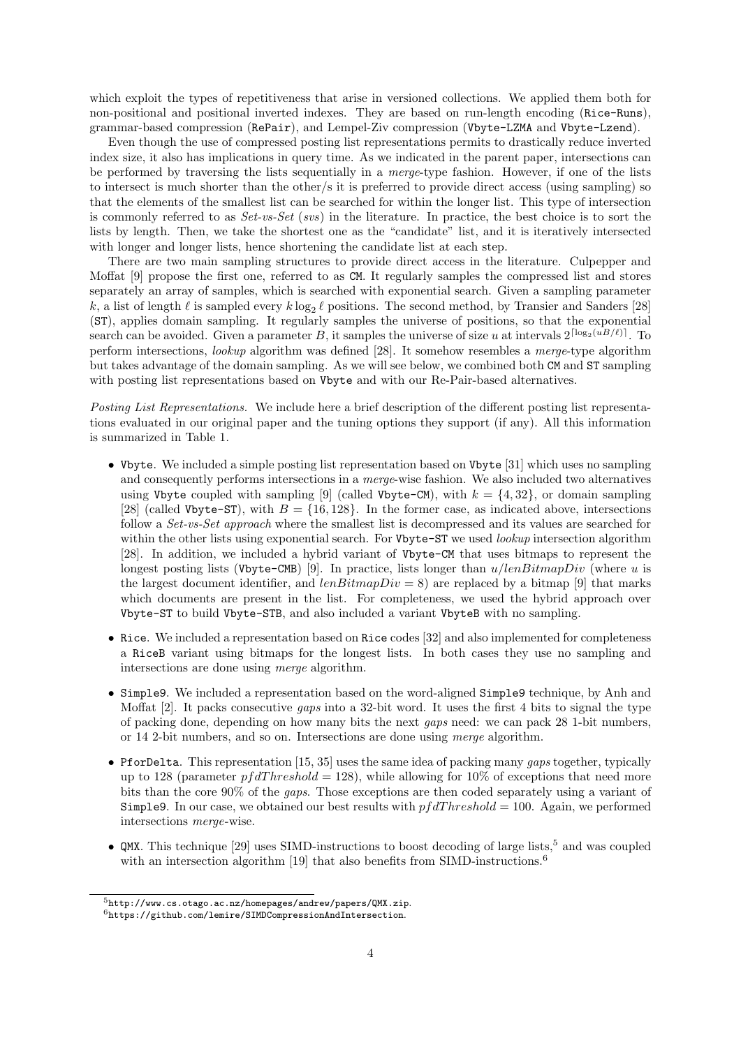which exploit the types of repetitiveness that arise in versioned collections. We applied them both for non-positional and positional inverted indexes. They are based on run-length encoding (Rice-Runs), grammar-based compression (RePair), and Lempel-Ziv compression (Vbyte-LZMA and Vbyte-Lzend).

Even though the use of compressed posting list representations permits to drastically reduce inverted index size, it also has implications in query time. As we indicated in the parent paper, intersections can be performed by traversing the lists sequentially in a *merge*-type fashion. However, if one of the lists to intersect is much shorter than the other/s it is preferred to provide direct access (using sampling) so that the elements of the smallest list can be searched for within the longer list. This type of intersection is commonly referred to as *Set-vs-Set* (*svs*) in the literature. In practice, the best choice is to sort the lists by length. Then, we take the shortest one as the "candidate" list, and it is iteratively intersected with longer and longer lists, hence shortening the candidate list at each step.

There are two main sampling structures to provide direct access in the literature. Culpepper and Moffat [9] propose the first one, referred to as CM. It regularly samples the compressed list and stores separately an array of samples, which is searched with exponential search. Given a sampling parameter $k$, a list of length $\ell$ is sampled every $k \log_2 \ell$ positions. The second method, by Transier and Sanders [28] (ST), applies domain sampling. It regularly samples the universe of positions, so that the exponential search can be avoided. Given a parameter $B$, it samples the universe of size $u$ at intervals $2^{\lceil \log_2(uB/\ell) \rceil}$. To perform intersections, *lookup* algorithm was defined [28]. It somehow resembles a *merge*-type algorithm but takes advantage of the domain sampling. As we will see below, we combined both CM and ST sampling with posting list representations based on Vbyte and with our Re-Pair-based alternatives.

*Posting List Representations.* We include here a brief description of the different posting list representations evaluated in our original paper and the tuning options they support (if any). All this information is summarized in Table 1.

- Vbyte. We included a simple posting list representation based on Vbyte [31] which uses no sampling and consequently performs intersections in a *merge*-wise fashion. We also included two alternatives using Vbyte coupled with sampling [9] (called Vbyte-CM), with $k = \{4, 32\}$, or domain sampling [28] (called Vbyte-ST), with $B = \{16, 128\}$. In the former case, as indicated above, intersections follow a *Set-vs-Set approach* where the smallest list is decompressed and its values are searched for within the other lists using exponential search. For Vbyte-ST we used *lookup* intersection algorithm [28]. In addition, we included a hybrid variant of Vbyte-CM that uses bitmaps to represent the longest posting lists (Vbyte-CMB) [9]. In practice, lists longer than $u/lenBitmapDiv$ (where $u$ is the largest document identifier, and $lenBitmapDiv = 8$) are replaced by a bitmap [9] that marks which documents are present in the list. For completeness, we used the hybrid approach over Vbyte-ST to build Vbyte-STB, and also included a variant VbyteB with no sampling.
- Rice. We included a representation based on Rice codes [32] and also implemented for completeness a RiceB variant using bitmaps for the longest lists. In both cases they use no sampling and intersections are done using *merge* algorithm.
- Simple9. We included a representation based on the word-aligned Simple9 technique, by Anh and Moffat [2]. It packs consecutive *gaps* into a 32-bit word. It uses the first 4 bits to signal the type of packing done, depending on how many bits the next *gaps* need: we can pack 28 1-bit numbers, or 14 2-bit numbers, and so on. Intersections are done using *merge* algorithm.
- PforDelta. This representation [15, 35] uses the same idea of packing many *gaps* together, typically up to 128 (parameter $pfdThreshold = 128$), while allowing for 10% of exceptions that need more bits than the core 90% of the *gaps*. Those exceptions are then coded separately using a variant of Simple9. In our case, we obtained our best results with $pfdThreshold = 100$. Again, we performed intersections *merge*-wise.
- QMX. This technique [29] uses SIMD-instructions to boost decoding of large lists,[5] and was coupled with an intersection algorithm [19] that also benefits from SIMD-instructions.[6]

[5] http://www.cs.otago.ac.nz/homepages/andrew/papers/QMX.zip.

[6] https://github.com/lemire/SIMDCompressionAndIntersection.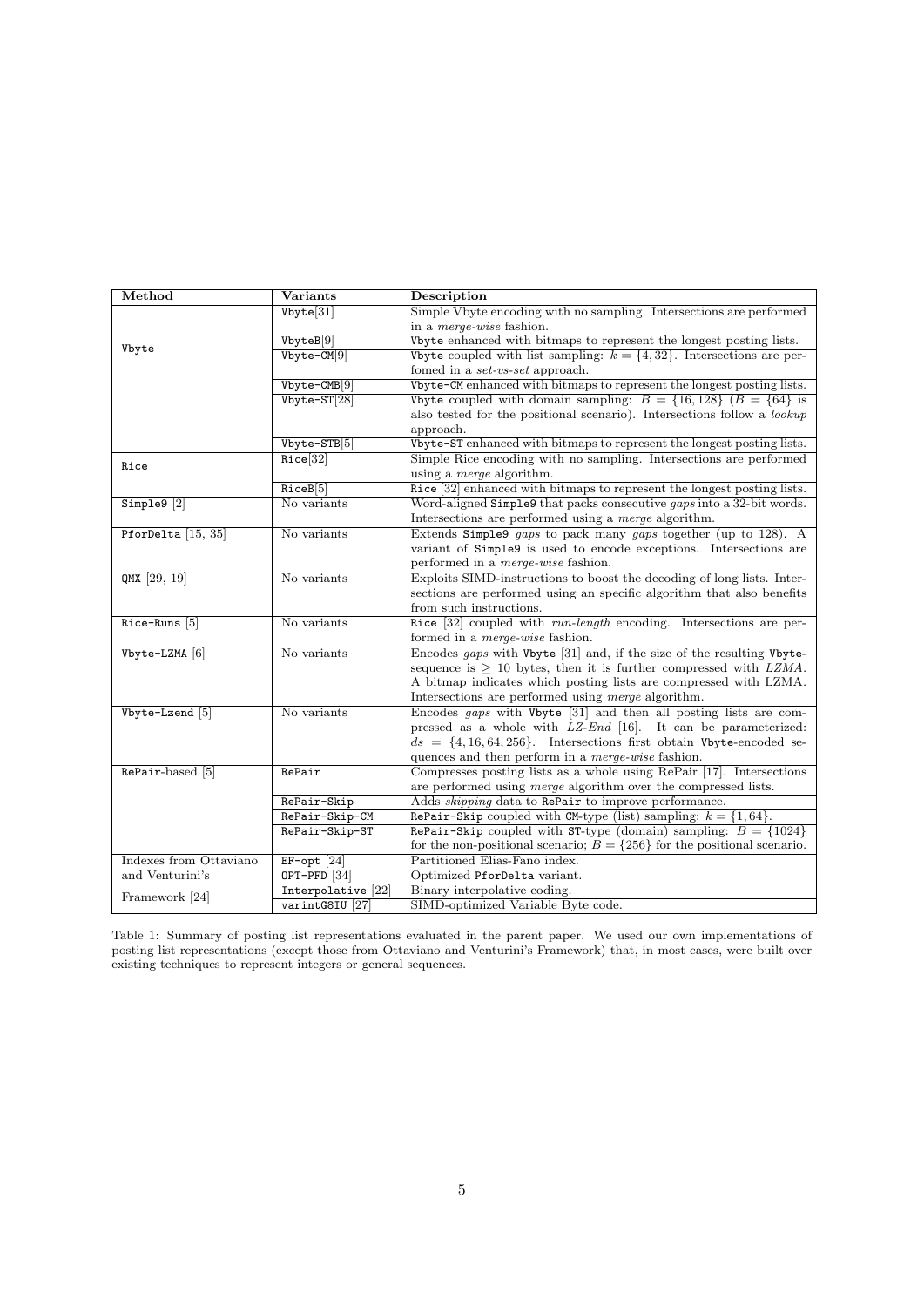| Method | Variants | Description |
| --- | --- | --- |
| Vbyte | Vbyte[31] | Simple Vbyte encoding with no sampling. Intersections are performed in a *merge-wise* fashion. |
| | VbyteB[9] | Vbyte enhanced with bitmaps to represent the longest posting lists. |
| | Vbyte-CM[9] | Vbyte coupled with list sampling: $k = \{4, 32\}$. Intersections are perfomed in a *set-vs-set* approach. |
| | Vbyte-CMB[9] | Vbyte-CM enhanced with bitmaps to represent the longest posting lists. |
| | Vbyte-ST[28] | Vbyte coupled with domain sampling: $B = \{16, 128\}$ ($B = \{64\}$ is also tested for the positional scenario). Intersections follow a *lookup* approach. |
| | Vbyte-STB[5] | Vbyte-ST enhanced with bitmaps to represent the longest posting lists. |
| Rice | Rice[32] | Simple Rice encoding with no sampling. Intersections are performed using a *merge* algorithm. |
| | RiceB[5] | Rice [32] enhanced with bitmaps to represent the longest posting lists. |
| Simple9 [2] | No variants | Word-aligned Simple9 that packs consecutive *gaps* into a 32-bit words. Intersections are performed using a *merge* algorithm. |
| PforDelta [15, 35] | No variants | Extends Simple9 *gaps* to pack many *gaps* together (up to 128). A variant of Simple9 is used to encode exceptions. Intersections are performed in a *merge-wise* fashion. |
| QMX [29, 19] | No variants | Exploits SIMD-instructions to boost the decoding of long lists. Intersections are performed using an specific algorithm that also benefits from such instructions. |
| Rice-Runs [5] | No variants | Rice [32] coupled with *run-length* encoding. Intersections are performed in a *merge-wise* fashion. |
| Vbyte-LZMA [6] | No variants | Encodes *gaps* with Vbyte [31] and, if the size of the resulting Vbyte-sequence is $\geq 10$ bytes, then it is further compressed with *LZMA*. A bitmap indicates which posting lists are compressed with LZMA. Intersections are performed using *merge* algorithm. |
| Vbyte-Lzend [5] | No variants | Encodes *gaps* with Vbyte [31] and then all posting lists are compressed as a whole with *LZ-End* [16]. It can be parameterized: $ds = \{4, 16, 64, 256\}$. Intersections first obtain Vbyte-encoded sequences and then perform in a *merge-wise* fashion. |
| RePair-based [5] | RePair | Compresses posting lists as a whole using RePair [17]. Intersections are performed using *merge* algorithm over the compressed lists. |
| | RePair-Skip | Adds *skipping* data to RePair to improve performance. |
| | RePair-Skip-CM | RePair-Skip coupled with CM-type (list) sampling: $k = \{1, 64\}$. |
| | RePair-Skip-ST | RePair-Skip coupled with ST-type (domain) sampling: $B = \{1024\}$ for the non-positional scenario; $B = \{256\}$ for the positional scenario. |
| Indexes from Ottaviano and Venturini's Framework [24] | EF-opt [24] | Partitioned Elias-Fano index. |
| | OPT-PFD [34] | Optimized PforDelta variant. |
| | Interpolative [22] | Binary interpolative coding. |
| | varintG8IU [27] | SIMD-optimized Variable Byte code. |

Table 1: Summary of posting list representations evaluated in the parent paper. We used our own implementations of posting list representations (except those from Ottaviano and Venturini's Framework) that, in most cases, were built over existing techniques to represent integers or general sequences.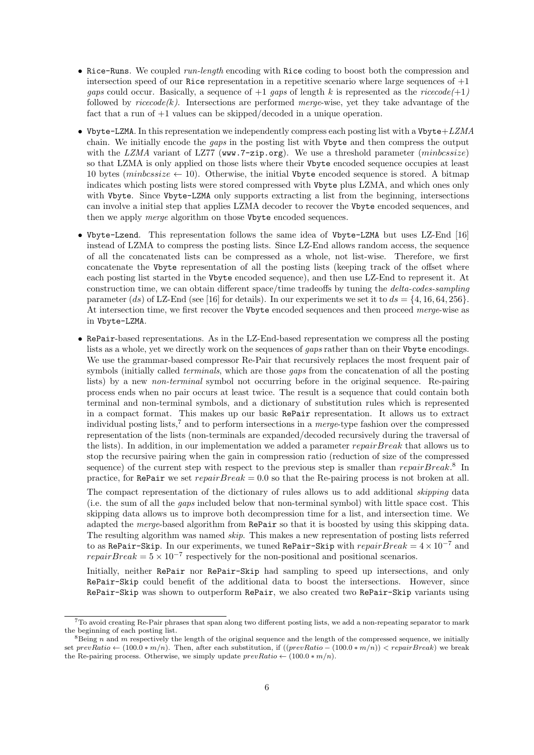- `Rice-Runs`. We coupled *run-length* encoding with `Rice` coding to boost both the compression and intersection speed of our `Rice` representation in a repetitive scenario where large sequences of +1 *gaps* could occur. Basically, a sequence of +1 *gaps* of length $k$ is represented as the *ricecode(+1)* followed by *ricecode(k)*. Intersections are performed *merge*-wise, yet they take advantage of the fact that a run of +1 values can be skipped/decoded in a unique operation.

- `Vbyte-LZMA`. In this representation we independently compress each posting list with a `Vbyte`+*LZMA* chain. We initially encode the *gaps* in the posting list with `Vbyte` and then compress the output with the *LZMA* variant of LZ77 (`www.7-zip.org`). We use a threshold parameter (*minbcssize*) so that LZMA is only applied on those lists where their `Vbyte` encoded sequence occupies at least 10 bytes ($minbcssize \leftarrow 10$). Otherwise, the initial `Vbyte` encoded sequence is stored. A bitmap indicates which posting lists were stored compressed with `Vbyte` plus LZMA, and which ones only with `Vbyte`. Since `Vbyte-LZMA` only supports extracting a list from the beginning, intersections can involve a initial step that applies LZMA decoder to recover the `Vbyte` encoded sequences, and then we apply *merge* algorithm on those `Vbyte` encoded sequences.

- `Vbyte-Lzend`. This representation follows the same idea of `Vbyte-LZMA` but uses LZ-End [16] instead of LZMA to compress the posting lists. Since LZ-End allows random access, the sequence of all the concatenated lists can be compressed as a whole, not list-wise. Therefore, we first concatenate the `Vbyte` representation of all the posting lists (keeping track of the offset where each posting list started in the `Vbyte` encoded sequence), and then use LZ-End to represent it. At construction time, we can obtain different space/time tradeoffs by tuning the *delta-codes-sampling* parameter ($ds$) of LZ-End (see [16] for details). In our experiments we set it to $ds = \{4, 16, 64, 256\}$. At intersection time, we first recover the `Vbyte` encoded sequences and then proceed *merge*-wise as in `Vbyte-LZMA`.

- `RePair`-based representations. As in the LZ-End-based representation we compress all the posting lists as a whole, yet we directly work on the sequences of *gaps* rather than on their `Vbyte` encodings. We use the grammar-based compressor Re-Pair that recursively replaces the most frequent pair of symbols (initially called *terminals*, which are those *gaps* from the concatenation of all the posting lists) by a new *non-terminal* symbol not occurring before in the original sequence. Re-pairing process ends when no pair occurs at least twice. The result is a sequence that could contain both terminal and non-terminal symbols, and a dictionary of substitution rules which is represented in a compact format. This makes up our basic `RePair` representation. It allows us to extract individual posting lists,[7] and to perform intersections in a *merge*-type fashion over the compressed representation of the lists (non-terminals are expanded/decoded recursively during the traversal of the lists). In addition, in our implementation we added a parameter *repairBreak* that allows us to stop the recursive pairing when the gain in compression ratio (reduction of size of the compressed sequence) of the current step with respect to the previous step is smaller than *repairBreak*.[8] In practice, for `RePair` we set $repairBreak = 0.0$ so that the Re-pairing process is not broken at all.

  The compact representation of the dictionary of rules allows us to add additional *skipping* data (i.e. the sum of all the *gaps* included below that non-terminal symbol) with little space cost. This skipping data allows us to improve both decompression time for a list, and intersection time. We adapted the *merge*-based algorithm from `RePair` so that it is boosted by using this skipping data. The resulting algorithm was named *skip*. This makes a new representation of posting lists referred to as `RePair-Skip`. In our experiments, we tuned `RePair-Skip` with $repairBreak = 4 \times 10^{-7}$ and $repairBreak = 5 \times 10^{-7}$ respectively for the non-positional and positional scenarios.

  Initially, neither `RePair` nor `RePair-Skip` had sampling to speed up intersections, and only `RePair-Skip` could benefit of the additional data to boost the intersections. However, since `RePair-Skip` was shown to outperform `RePair`, we also created two `RePair-Skip` variants using

---

[7] To avoid creating Re-Pair phrases that span along two different posting lists, we add a non-repeating separator to mark the beginning of each posting list.

[8] Being $n$ and $m$ respectively the length of the original sequence and the length of the compressed sequence, we initially set $prevRatio \leftarrow (100.0 * m/n)$. Then, after each substitution, if $((prevRatio - (100.0 * m/n)) < repairBreak)$ we break the Re-pairing process. Otherwise, we simply update $prevRatio \leftarrow (100.0 * m/n)$.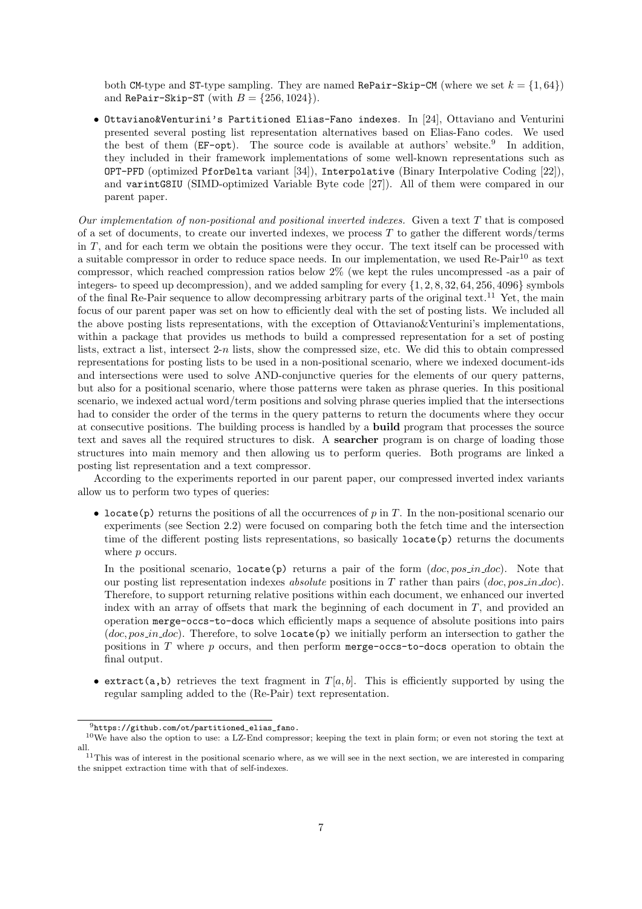both `CM`-type and `ST`-type sampling. They are named `RePair-Skip-CM` (where we set $k = \{1, 64\}$) and `RePair-Skip-ST` (with $B = \{256, 1024\}$).

- `Ottaviano&Venturini's Partitioned Elias-Fano indexes`. In [24], Ottaviano and Venturini presented several posting list representation alternatives based on Elias-Fano codes. We used the best of them (`EF-opt`). The source code is available at authors' website.[9] In addition, they included in their framework implementations of some well-known representations such as `OPT-PFD` (optimized `PforDelta` variant [34]), `Interpolative` (Binary Interpolative Coding [22]), and `varintG8IU` (SIMD-optimized Variable Byte code [27]). All of them were compared in our parent paper.

*Our implementation of non-positional and positional inverted indexes.* Given a text $T$ that is composed of a set of documents, to create our inverted indexes, we process $T$ to gather the different words/terms in $T$, and for each term we obtain the positions were they occur. The text itself can be processed with a suitable compressor in order to reduce space needs. In our implementation, we used Re-Pair[10] as text compressor, which reached compression ratios below 2% (we kept the rules uncompressed -as a pair of integers- to speed up decompression), and we added sampling for every $\{1, 2, 8, 32, 64, 256, 4096\}$ symbols of the final Re-Pair sequence to allow decompressing arbitrary parts of the original text.[11] Yet, the main focus of our parent paper was set on how to efficiently deal with the set of posting lists. We included all the above posting lists representations, with the exception of Ottaviano&Venturini's implementations, within a package that provides us methods to build a compressed representation for a set of posting lists, extract a list, intersect 2-$n$ lists, show the compressed size, etc. We did this to obtain compressed representations for posting lists to be used in a non-positional scenario, where we indexed document-ids and intersections were used to solve AND-conjunctive queries for the elements of our query patterns, but also for a positional scenario, where those patterns were taken as phrase queries. In this positional scenario, we indexed actual word/term positions and solving phrase queries implied that the intersections had to consider the order of the terms in the query patterns to return the documents where they occur at consecutive positions. The building process is handled by a **build** program that processes the source text and saves all the required structures to disk. A **searcher** program is on charge of loading those structures into main memory and then allowing us to perform queries. Both programs are linked a posting list representation and a text compressor.

According to the experiments reported in our parent paper, our compressed inverted index variants allow us to perform two types of queries:

- `locate(p)` returns the positions of all the occurrences of $p$ in $T$. In the non-positional scenario our experiments (see Section 2.2) were focused on comparing both the fetch time and the intersection time of the different posting lists representations, so basically `locate(p)` returns the documents where $p$ occurs.

  In the positional scenario, `locate(p)` returns a pair of the form $(doc, pos\_in\_doc)$. Note that our posting list representation indexes *absolute* positions in $T$ rather than pairs $(doc, pos\_in\_doc)$. Therefore, to support returning relative positions within each document, we enhanced our inverted index with an array of offsets that mark the beginning of each document in $T$, and provided an operation `merge-occs-to-docs` which efficiently maps a sequence of absolute positions into pairs $(doc, pos\_in\_doc)$. Therefore, to solve `locate(p)` we initially perform an intersection to gather the positions in $T$ where $p$ occurs, and then perform `merge-occs-to-docs` operation to obtain the final output.

- `extract(a,b)` retrieves the text fragment in $T[a, b]$. This is efficiently supported by using the regular sampling added to the (Re-Pair) text representation.

[9] `https://github.com/ot/partitioned_elias_fano`.

[10] We have also the option to use: a LZ-End compressor; keeping the text in plain form; or even not storing the text at all.

[11] This was of interest in the positional scenario where, as we will see in the next section, we are interested in comparing the snippet extraction time with that of self-indexes.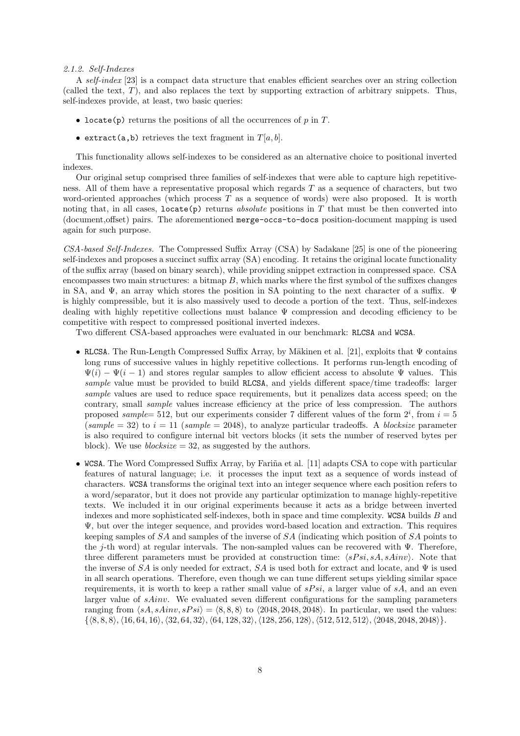#### 2.1.2. Self-Indexes

A *self-index* [23] is a compact data structure that enables efficient searches over an string collection (called the text, $T$), and also replaces the text by supporting extraction of arbitrary snippets. Thus, self-indexes provide, at least, two basic queries:

- `locate(p)` returns the positions of all the occurrences of $p$ in $T$.
- `extract(a,b)` retrieves the text fragment in $T[a, b]$.

This functionality allows self-indexes to be considered as an alternative choice to positional inverted indexes.

Our original setup comprised three families of self-indexes that were able to capture high repetitiveness. All of them have a representative proposal which regards $T$ as a sequence of characters, but two word-oriented approaches (which process $T$ as a sequence of words) were also proposed. It is worth noting that, in all cases, `locate(p)` returns *absolute* positions in $T$ that must be then converted into (document,offset) pairs. The aforementioned `merge-occs-to-docs` position-document mapping is used again for such purpose.

*CSA-based Self-Indexes.* The Compressed Suffix Array (CSA) by Sadakane [25] is one of the pioneering self-indexes and proposes a succinct suffix array (SA) encoding. It retains the original locate functionality of the suffix array (based on binary search), while providing snippet extraction in compressed space. CSA encompasses two main structures: a bitmap $B$, which marks where the first symbol of the suffixes changes in SA, and $\Psi$, an array which stores the position in SA pointing to the next character of a suffix. $\Psi$ is highly compressible, but it is also massively used to decode a portion of the text. Thus, self-indexes dealing with highly repetitive collections must balance $\Psi$ compression and decoding efficiency to be competitive with respect to compressed positional inverted indexes.

Two different CSA-based approaches were evaluated in our benchmark: `RLCSA` and `WCSA`.

- `RLCSA`. The Run-Length Compressed Suffix Array, by Mäkinen et al. [21], exploits that $\Psi$ contains long runs of successive values in highly repetitive collections. It performs run-length encoding of $\Psi(i) - \Psi(i-1)$ and stores regular samples to allow efficient access to absolute $\Psi$ values. This *sample* value must be provided to build `RLCSA`, and yields different space/time tradeoffs: larger *sample* values are used to reduce space requirements, but it penalizes data access speed; on the contrary, small *sample* values increase efficiency at the price of less compression. The authors proposed *sample*= 512, but our experiments consider 7 different values of the form $2^i$, from $i = 5$ (*sample* = 32) to $i = 11$ (*sample* = 2048), to analyze particular tradeoffs. A *blocksize* parameter is also required to configure internal bit vectors blocks (it sets the number of reserved bytes per block). We use *blocksize* = 32, as suggested by the authors.
- `WCSA`. The Word Compressed Suffix Array, by Fariña et al. [11] adapts CSA to cope with particular features of natural language; i.e. it processes the input text as a sequence of words instead of characters. `WCSA` transforms the original text into an integer sequence where each position refers to a word/separator, but it does not provide any particular optimization to manage highly-repetitive texts. We included it in our original experiments because it acts as a bridge between inverted indexes and more sophisticated self-indexes, both in space and time complexity. `WCSA` builds $B$ and $\Psi$, but over the integer sequence, and provides word-based location and extraction. This requires keeping samples of $SA$ and samples of the inverse of $SA$ (indicating which position of $SA$ points to the $j$-th word) at regular intervals. The non-sampled values can be recovered with $\Psi$. Therefore, three different parameters must be provided at construction time: $\langle sPsi, sA, sAinv \rangle$. Note that the inverse of $SA$ is only needed for extract, $SA$ is used both for extract and locate, and $\Psi$ is used in all search operations. Therefore, even though we can tune different setups yielding similar space requirements, it is worth to keep a rather small value of $sPsi$, a larger value of $sA$, and an even larger value of $sAinv$. We evaluated seven different configurations for the sampling parameters ranging from $\langle sA, sAinv, sPsi \rangle = \langle 8, 8, 8 \rangle$ to $\langle 2048, 2048, 2048 \rangle$. In particular, we used the values: $\{\langle 8, 8, 8 \rangle, \langle 16, 64, 16 \rangle, \langle 32, 64, 32 \rangle, \langle 64, 128, 32 \rangle, \langle 128, 256, 128 \rangle, \langle 512, 512, 512 \rangle, \langle 2048, 2048, 2048 \rangle\}$.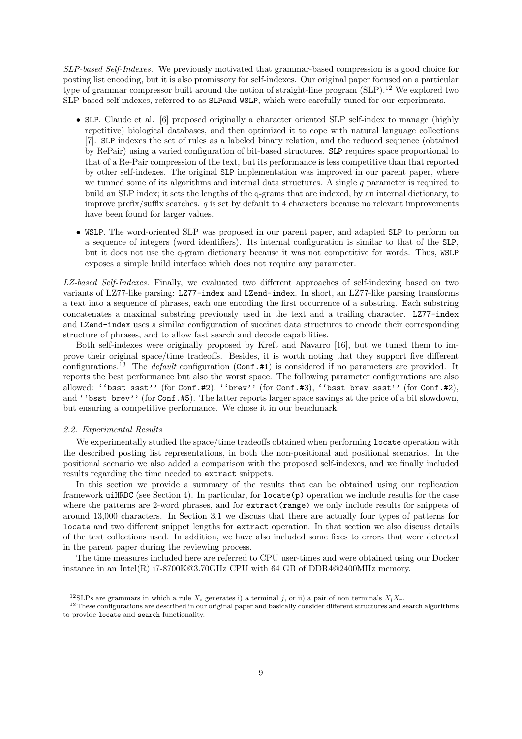*SLP-based Self-Indexes.* We previously motivated that grammar-based compression is a good choice for posting list encoding, but it is also promissory for self-indexes. Our original paper focused on a particular type of grammar compressor built around the notion of straight-line program (SLP).[12] We explored two SLP-based self-indexes, referred to as `SLP`and `WSLP`, which were carefully tuned for our experiments.

- `SLP`. Claude et al. [6] proposed originally a character oriented SLP self-index to manage (highly repetitive) biological databases, and then optimized it to cope with natural language collections [7]. `SLP` indexes the set of rules as a labeled binary relation, and the reduced sequence (obtained by RePair) using a varied configuration of bit-based structures. `SLP` requires space proportional to that of a Re-Pair compression of the text, but its performance is less competitive than that reported by other self-indexes. The original `SLP` implementation was improved in our parent paper, where we tunned some of its algorithms and internal data structures. A single $q$ parameter is required to build an SLP index; it sets the lengths of the q-grams that are indexed, by an internal dictionary, to improve prefix/suffix searches. $q$ is set by default to 4 characters because no relevant improvements have been found for larger values.
- `WSLP`. The word-oriented SLP was proposed in our parent paper, and adapted `SLP` to perform on a sequence of integers (word identifiers). Its internal configuration is similar to that of the `SLP`, but it does not use the q-gram dictionary because it was not competitive for words. Thus, `WSLP` exposes a simple build interface which does not require any parameter.

*LZ-based Self-Indexes.* Finally, we evaluated two different approaches of self-indexing based on two variants of LZ77-like parsing: `LZ77-index` and `LZend-index`. In short, an LZ77-like parsing transforms a text into a sequence of phrases, each one encoding the first occurrence of a substring. Each substring concatenates a maximal substring previously used in the text and a trailing character. `LZ77-index` and `LZend-index` uses a similar configuration of succinct data structures to encode their corresponding structure of phrases, and to allow fast search and decode capabilities.

Both self-indexes were originally proposed by Kreft and Navarro [16], but we tuned them to improve their original space/time tradeoffs. Besides, it is worth noting that they support five different configurations.[13] The *default* configuration (`Conf.#1`) is considered if no parameters are provided. It reports the best performance but also the worst space. The following parameter configurations are also allowed: `''bsst ssst''` (for `Conf.#2`), `''brev''` (for `Conf.#3`), `''bsst brev ssst''` (for `Conf.#2`), and `''bsst brev''` (for `Conf.#5`). The latter reports larger space savings at the price of a bit slowdown, but ensuring a competitive performance. We chose it in our benchmark.

### *2.2. Experimental Results*

We experimentally studied the space/time tradeoffs obtained when performing `locate` operation with the described posting list representations, in both the non-positional and positional scenarios. In the positional scenario we also added a comparison with the proposed self-indexes, and we finally included results regarding the time needed to `extract` snippets.

In this section we provide a summary of the results that can be obtained using our replication framework `uiHRDC` (see Section 4). In particular, for `locate(p)` operation we include results for the case where the patterns are 2-word phrases, and for `extract(range)` we only include results for snippets of around 13,000 characters. In Section 3.1 we discuss that there are actually four types of patterns for `locate` and two different snippet lengths for `extract` operation. In that section we also discuss details of the text collections used. In addition, we have also included some fixes to errors that were detected in the parent paper during the reviewing process.

The time measures included here are referred to CPU user-times and were obtained using our Docker instance in an Intel(R) i7-8700K@3.70GHz CPU with 64 GB of DDR4@2400MHz memory.

---

[12] SLPs are grammars in which a rule $X_i$ generates i) a terminal $j$, or ii) a pair of non terminals $X_l X_r$.

[13] These configurations are described in our original paper and basically consider different structures and search algorithms to provide `locate` and `search` functionality.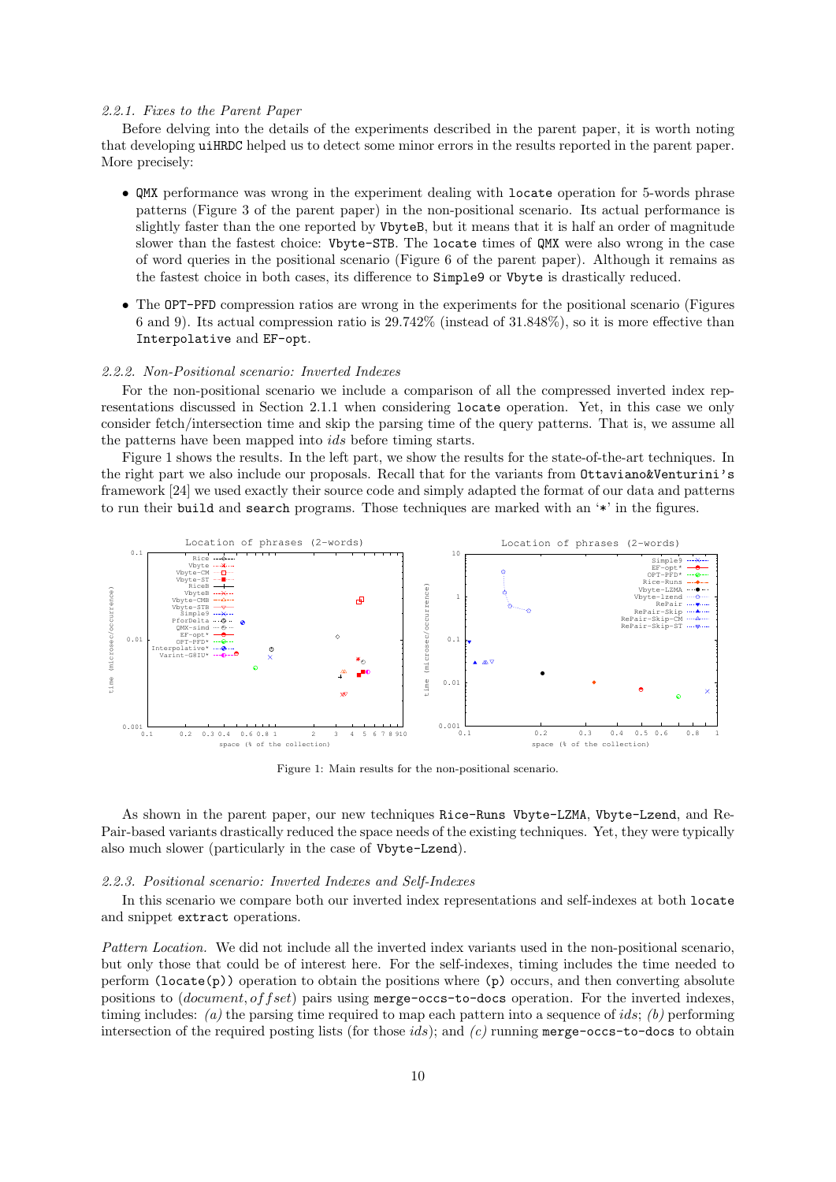#### 2.2.1. Fixes to the Parent Paper

Before delving into the details of the experiments described in the parent paper, it is worth noting that developing `uiHRDC` helped us to detect some minor errors in the results reported in the parent paper. More precisely:

- `QMX` performance was wrong in the experiment dealing with `locate` operation for 5-words phrase patterns (Figure 3 of the parent paper) in the non-positional scenario. Its actual performance is slightly faster than the one reported by `VbyteB`, but it means that it is half an order of magnitude slower than the fastest choice: `Vbyte-STB`. The `locate` times of `QMX` were also wrong in the case of word queries in the positional scenario (Figure 6 of the parent paper). Although it remains as the fastest choice in both cases, its difference to `Simple9` or `Vbyte` is drastically reduced.
- The `OPT-PFD` compression ratios are wrong in the experiments for the positional scenario (Figures 6 and 9). Its actual compression ratio is 29.742% (instead of 31.848%), so it is more effective than `Interpolative` and `EF-opt`.

#### 2.2.2. Non-Positional scenario: Inverted Indexes

For the non-positional scenario we include a comparison of all the compressed inverted index representations discussed in Section 2.1.1 when considering `locate` operation. Yet, in this case we only consider fetch/intersection time and skip the parsing time of the query patterns. That is, we assume all the patterns have been mapped into *ids* before timing starts.

Figure 1 shows the results. In the left part, we show the results for the state-of-the-art techniques. In the right part we also include our proposals. Recall that for the variants from `Ottaviano&Venturini's` framework [24] we used exactly their source code and simply adapted the format of our data and patterns to run their `build` and `search` programs. Those techniques are marked with an '*' in the figures.

Figure 1: Main results for the non-positional scenario.

As shown in the parent paper, our new techniques `Rice-Runs` `Vbyte-LZMA`, `Vbyte-Lzend`, and Re-Pair-based variants drastically reduced the space needs of the existing techniques. Yet, they were typically also much slower (particularly in the case of `Vbyte-Lzend`).

#### 2.2.3. Positional scenario: Inverted Indexes and Self-Indexes

In this scenario we compare both our inverted index representations and self-indexes at both `locate` and snippet `extract` operations.

*Pattern Location.* We did not include all the inverted index variants used in the non-positional scenario, but only those that could be of interest here. For the self-indexes, timing includes the time needed to perform `(locate(p))` operation to obtain the positions where `(p)` occurs, and then converting absolute positions to $(document, offset)$ pairs using `merge-occs-to-docs` operation. For the inverted indexes, timing includes: *(a)* the parsing time required to map each pattern into a sequence of *ids*; *(b)* performing intersection of the required posting lists (for those *ids*); and *(c)* running `merge-occs-to-docs` to obtain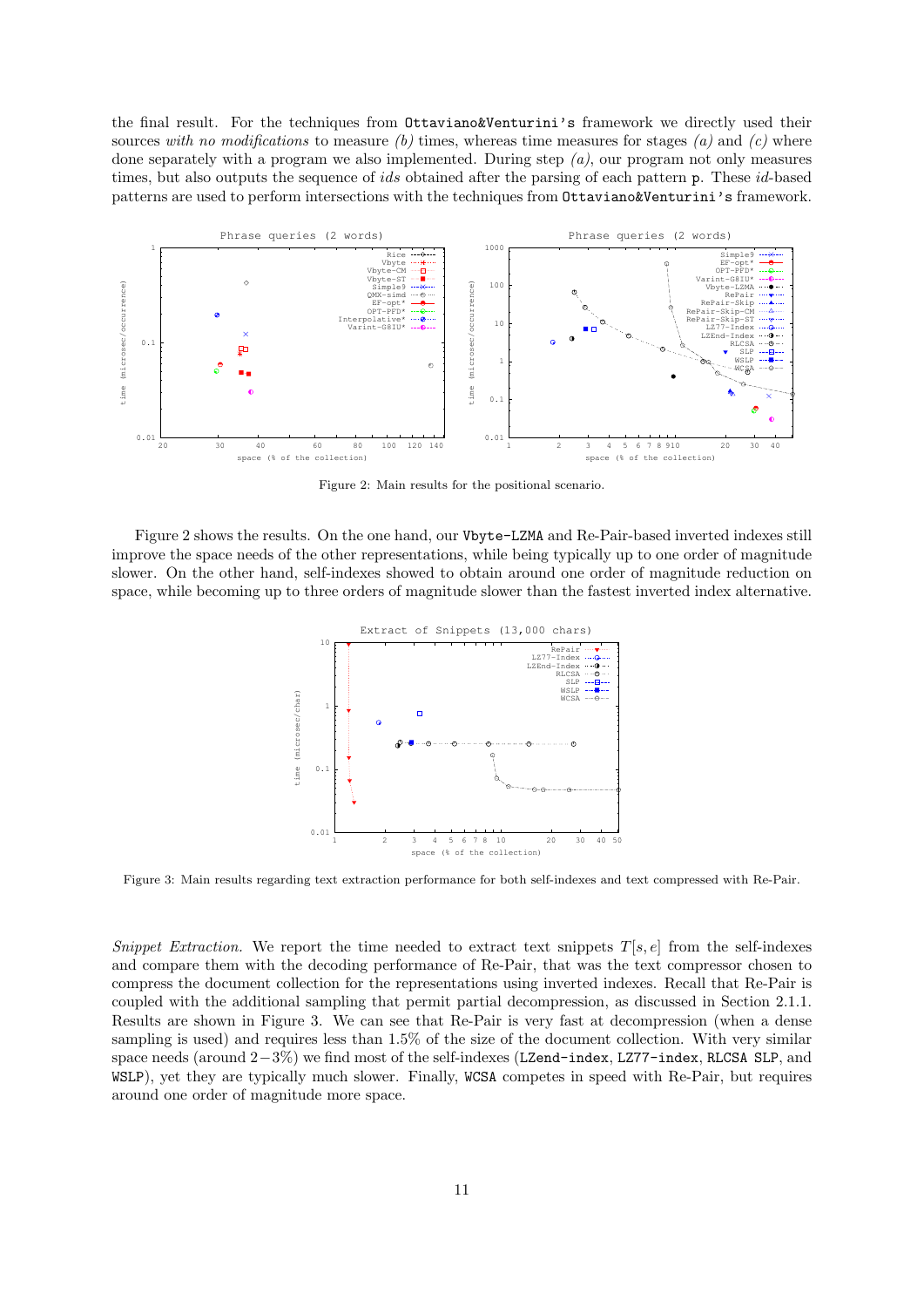the final result. For the techniques from Ottaviano&Venturini's framework we directly used their sources *with no modifications* to measure *(b)* times, whereas time measures for stages *(a)* and *(c)* where done separately with a program we also implemented. During step *(a)*, our program not only measures times, but also outputs the sequence of *ids* obtained after the parsing of each pattern p. These *id*-based patterns are used to perform intersections with the techniques from Ottaviano&Venturini's framework.

Figure 2: Main results for the positional scenario.

Figure 2 shows the results. On the one hand, our Vbyte-LZMA and Re-Pair-based inverted indexes still improve the space needs of the other representations, while being typically up to one order of magnitude slower. On the other hand, self-indexes showed to obtain around one order of magnitude reduction on space, while becoming up to three orders of magnitude slower than the fastest inverted index alternative.

Figure 3: Main results regarding text extraction performance for both self-indexes and text compressed with Re-Pair.

*Snippet Extraction.* We report the time needed to extract text snippets $T[s, e]$ from the self-indexes and compare them with the decoding performance of Re-Pair, that was the text compressor chosen to compress the document collection for the representations using inverted indexes. Recall that Re-Pair is coupled with the additional sampling that permit partial decompression, as discussed in Section 2.1.1. Results are shown in Figure 3. We can see that Re-Pair is very fast at decompression (when a dense sampling is used) and requires less than 1.5% of the size of the document collection. With very similar space needs (around $2-3\%$) we find most of the self-indexes (LZend-index, LZ77-index, RLCSA SLP, and WSLP), yet they are typically much slower. Finally, WCSA competes in speed with Re-Pair, but requires around one order of magnitude more space.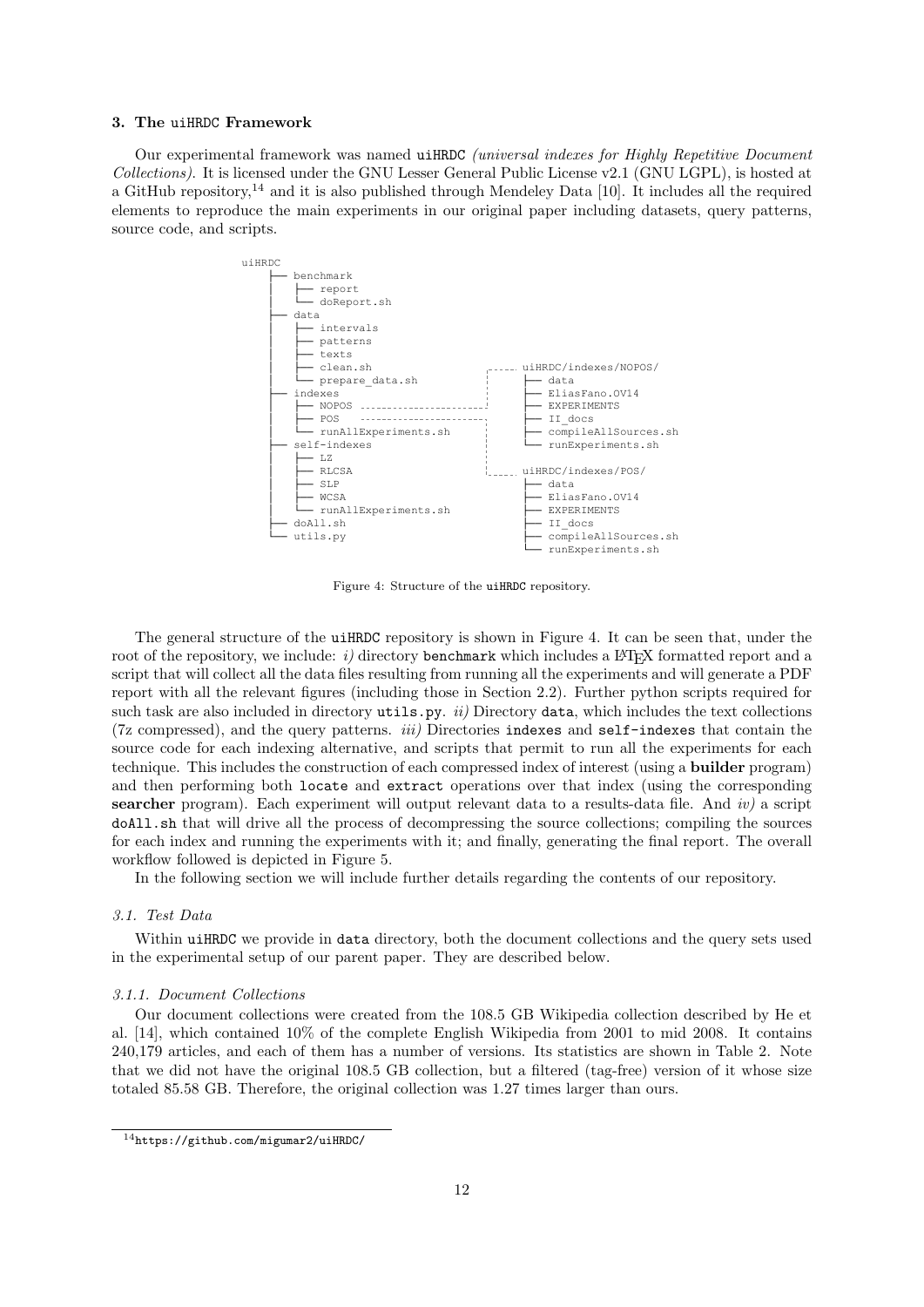### 3. The uiHRDC Framework

Our experimental framework was named uiHRDC *(universal indexes for Highly Repetitive Document Collections)*. It is licensed under the GNU Lesser General Public License v2.1 (GNU LGPL), is hosted at a GitHub repository,[14] and it is also published through Mendeley Data [10]. It includes all the required elements to reproduce the main experiments in our original paper including datasets, query patterns, source code, and scripts.

```
uiHRDC
    ├── benchmark
    │   ├── report
    │   └── doReport.sh
    ├── data
    │   ├── intervals
    │   ├── patterns
    │   ├── texts
    │   ├── clean.sh
    │   └── prepare_data.sh
    ├── indexes
    │   ├── NOPOS
    │   ├── POS
    │   └── runAllExperiments.sh
    ├── self-indexes
    │   ├── LZ
    │   ├── RLCSA
    │   ├── SLP
    │   ├── WCSA
    │   └── runAllExperiments.sh
    ├── doAll.sh
    └── utils.py

uiHRDC/indexes/NOPOS/
    ├── data
    ├── EliasFano.OV14
    ├── EXPERIMENTS
    ├── II_docs
    ├── compileAllSources.sh
    └── runExperiments.sh

uiHRDC/indexes/POS/
    ├── data
    ├── EliasFano.OV14
    ├── EXPERIMENTS
    ├── II_docs
    ├── compileAllSources.sh
    └── runExperiments.sh
```

Figure 4: Structure of the uiHRDC repository.

The general structure of the uiHRDC repository is shown in Figure 4. It can be seen that, under the root of the repository, we include: *i)* directory `benchmark` which includes a LaTeX formatted report and a script that will collect all the data files resulting from running all the experiments and will generate a PDF report with all the relevant figures (including those in Section 2.2). Further python scripts required for such task are also included in directory `utils.py`. *ii)* Directory `data`, which includes the text collections (7z compressed), and the query patterns. *iii)* Directories `indexes` and `self-indexes` that contain the source code for each indexing alternative, and scripts that permit to run all the experiments for each technique. This includes the construction of each compressed index of interest (using a **builder** program) and then performing both `locate` and `extract` operations over that index (using the corresponding **searcher** program). Each experiment will output relevant data to a results-data file. And *iv)* a script `doAll.sh` that will drive all the process of decompressing the source collections; compiling the sources for each index and running the experiments with it; and finally, generating the final report. The overall workflow followed is depicted in Figure 5.

In the following section we will include further details regarding the contents of our repository.

#### *3.1. Test Data*

Within uiHRDC we provide in `data` directory, both the document collections and the query sets used in the experimental setup of our parent paper. They are described below.

##### *3.1.1. Document Collections*

Our document collections were created from the 108.5 GB Wikipedia collection described by He et al. [14], which contained 10% of the complete English Wikipedia from 2001 to mid 2008. It contains 240,179 articles, and each of them has a number of versions. Its statistics are shown in Table 2. Note that we did not have the original 108.5 GB collection, but a filtered (tag-free) version of it whose size totaled 85.58 GB. Therefore, the original collection was 1.27 times larger than ours.

[14] https://github.com/migumar2/uiHRDC/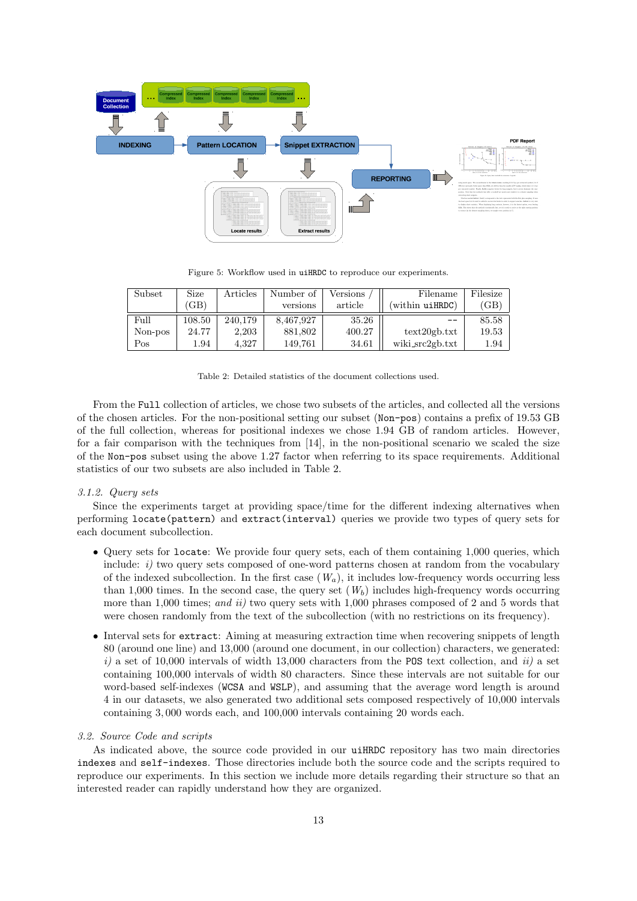Figure 5: Workflow used in `uiHRDC` to reproduce our experiments.

| Subset | Size (GB) | Articles | Number of versions | Versions / article | Filename (within `uiHRDC`) | Filesize (GB) |
|---|---|---|---|---|---|---|
| Full | 108.50 | 240,179 | 8,467,927 | 35.26 | -- | 85.58 |
| Non-pos | 24.77 | 2,203 | 881,802 | 400.27 | text20gb.txt | 19.53 |
| Pos | 1.94 | 4,327 | 149,761 | 34.61 | wiki_src2gb.txt | 1.94 |

Table 2: Detailed statistics of the document collections used.

From the `Full` collection of articles, we chose two subsets of the articles, and collected all the versions of the chosen articles. For the non-positional setting our subset (`Non-pos`) contains a prefix of 19.53 GB of the full collection, whereas for positional indexes we chose 1.94 GB of random articles. However, for a fair comparison with the techniques from [14], in the non-positional scenario we scaled the size of the `Non-pos` subset using the above 1.27 factor when referring to its space requirements. Additional statistics of our two subsets are also included in Table 2.

### 3.1.2. Query sets

Since the experiments target at providing space/time for the different indexing alternatives when performing `locate(pattern)` and `extract(interval)` queries we provide two types of query sets for each document subcollection.

- Query sets for `locate`: We provide four query sets, each of them containing 1,000 queries, which include: *i)* two query sets composed of one-word patterns chosen at random from the vocabulary of the indexed subcollection. In the first case ($W_a$), it includes low-frequency words occurring less than 1,000 times. In the second case, the query set ($W_b$) includes high-frequency words occurring more than 1,000 times; *and ii)* two query sets with 1,000 phrases composed of 2 and 5 words that were chosen randomly from the text of the subcollection (with no restrictions on its frequency).
- Interval sets for `extract`: Aiming at measuring extraction time when recovering snippets of length 80 (around one line) and 13,000 (around one document, in our collection) characters, we generated: *i)* a set of 10,000 intervals of width 13,000 characters from the `POS` text collection, and *ii)* a set containing 100,000 intervals of width 80 characters. Since these intervals are not suitable for our word-based self-indexes (`WCSA` and `WSLP`), and assuming that the average word length is around 4 in our datasets, we also generated two additional sets composed respectively of 10,000 intervals containing 3,000 words each, and 100,000 intervals containing 20 words each.

### 3.2. Source Code and scripts

As indicated above, the source code provided in our `uiHRDC` repository has two main directories `indexes` and `self-indexes`. Those directories include both the source code and the scripts required to reproduce our experiments. In this section we include more details regarding their structure so that an interested reader can rapidly understand how they are organized.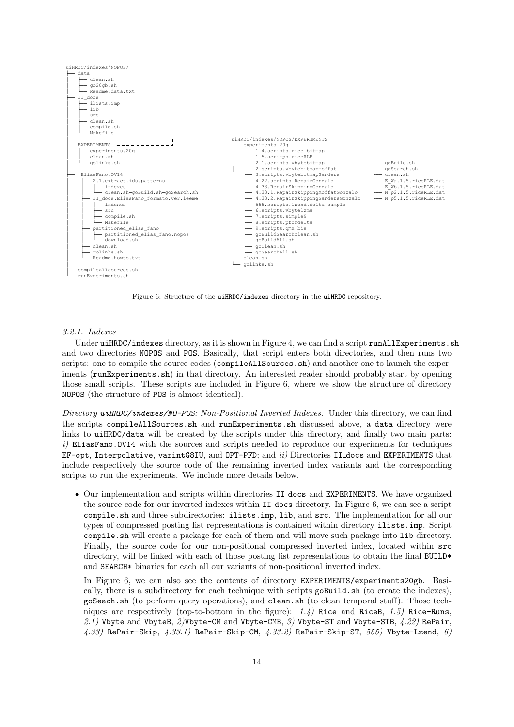```
uiHRDC/indexes/NOPOS/
├── data
│   ├── clean.sh
│   ├── go20gb.sh
│   └── Readme.data.txt
├── II_docs
│   ├── ilists.imp
│   ├── lib
│   ├── src
│   ├── clean.sh
│   ├── compile.sh
│   └── Makefile
├── EXPERIMENTS
│   ├── experiments.20g
│   ├── clean.sh
│   └── golinks.sh
├── EliasFano.OV14
│   ├── 2.1.extract.ids.patterns
│   │   ├── indexes
│   │   └── clean.sh—goBuild.sh—goSearch.sh
│   ├── II_docs.EliasFano_formato.ver.leeme
│   │   ├── indexes
│   │   ├── src
│   │   ├── compile.sh
│   │   └── Makefile
│   ├── partitioned_elias_fano
│   │   ├── partitioned_elias_fano.nopos
│   │   └── download.sh
│   ├── clean.sh
│   ├── golinks.sh
│   └── Readme.howto.txt
├── compileAllSources.sh
└── runExperiments.sh

uiHRDC/indexes/NOPOS/EXPERIMENTS
├── experiments.20g
│   ├── 1.4.scripts.rice.bitmap
│   ├── 1.5.scritps.riceRLE
│   │   ├── goBuild.sh
│   │   ├── goSearch.sh
│   │   ├── clean.sh
│   │   ├── E_Wa.1.5.riceRLE.dat
│   │   ├── E_Wb.1.5.riceRLE.dat
│   │   ├── N_p2.1.5.riceRLE.dat
│   │   └── N_p5.1.5.riceRLE.dat
│   ├── 2.1.scripts.vbytebitmap
│   ├── 2.scripts.vbytebitmapmoffat
│   ├── 3.scripts.vbytebitmapSanders
│   ├── 4.22.scripts.RepairGonzalo
│   ├── 4.33.RepairSkippingGonzalo
│   ├── 4.33.1.RepairSkippingMoffatGonzalo
│   ├── 4.33.2.RepairSkippingSandersGonzalo
│   ├── 555.scripts.lzend.delta_sample
│   ├── 6.scripts.vbytelzma
│   ├── 7.scripts.simple9
│   ├── 8.scripts.pfordelta
│   ├── 9.scripts.qmx.bis
│   ├── goBuildSearchClean.sh
│   ├── goBuildAll.sh
│   ├── goClean.sh
│   └── goSearchAll.sh
├── clean.sh
└── golinks.sh
```

Figure 6: Structure of the uiHRDC/indexes directory in the uiHRDC repository.

*3.2.1. Indexes*

Under uiHRDC/indexes directory, as it is shown in Figure 4, we can find a script runAllExperiments.sh and two directories NOPOS and POS. Basically, that script enters both directories, and then runs two scripts: one to compile the source codes (compileAllSources.sh) and another one to launch the experiments (runExperiments.sh) in that directory. An interested reader should probably start by opening those small scripts. These scripts are included in Figure 6, where we show the structure of directory NOPOS (the structure of POS is almost identical).

*Directory **uiHRDC/indexes/NO-POS**: Non-Positional Inverted Indexes.* Under this directory, we can find the scripts compileAllSources.sh and runExperiments.sh discussed above, a data directory were links to uiHRDC/data will be created by the scripts under this directory, and finally two main parts: *i)* EliasFano.OV14 with the sources and scripts needed to reproduce our experiments for techniques EF-opt, Interpolative, varintG8IU, and OPT-PFD; and *ii)* Directories II_docs and EXPERIMENTS that include respectively the source code of the remaining inverted index variants and the corresponding scripts to run the experiments. We include more details below.

- Our implementation and scripts within directories II_docs and EXPERIMENTS. We have organized the source code for our inverted indexes within II_docs directory. In Figure 6, we can see a script compile.sh and three subdirectories: ilists.imp, lib, and src. The implementation for all our types of compressed posting list representations is contained within directory ilists.imp. Script compile.sh will create a package for each of them and will move such package into lib directory. Finally, the source code for our non-positional compressed inverted index, located within src directory, will be linked with each of those posting list representations to obtain the final BUILD* and SEARCH* binaries for each all our variants of non-positional inverted index.

  In Figure 6, we can also see the contents of directory EXPERIMENTS/experiments20gb. Basically, there is a subdirectory for each technique with scripts goBuild.sh (to create the indexes), goSeach.sh (to perform query operations), and clean.sh (to clean temporal stuff). Those techniques are respectively (top-to-bottom in the figure): *1.4)* Rice and RiceB, *1.5)* Rice-Runs, *2.1)* Vbyte and VbyteB, *2)*Vbyte-CM and Vbyte-CMB, *3)* Vbyte-ST and Vbyte-STB, *4.22)* RePair, *4.33)* RePair-Skip, *4.33.1)* RePair-Skip-CM, *4.33.2)* RePair-Skip-ST, *555)* Vbyte-Lzend, *6)*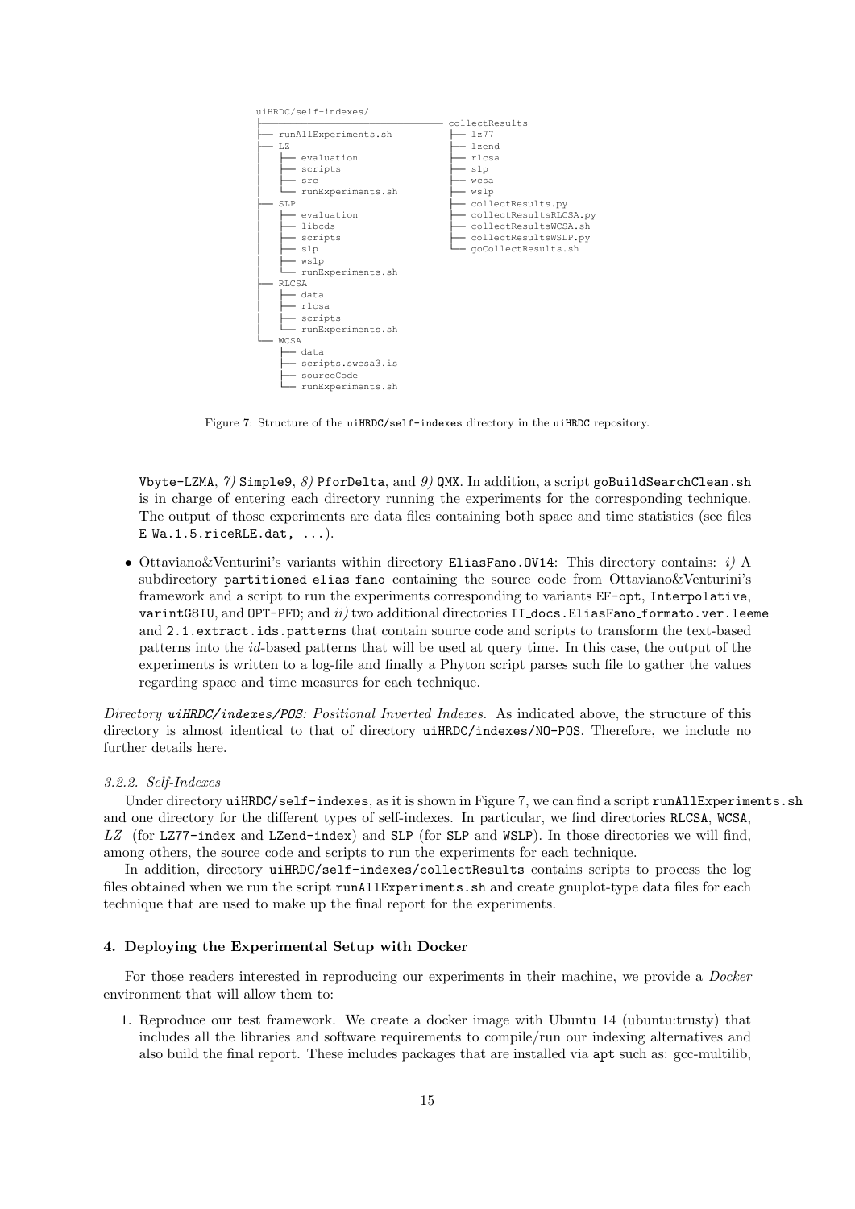```
uiHRDC/self-indexes/
├──────────────────────────────── collectResults
├── runAllExperiments.sh           ├── lz77
├── LZ                             ├── lzend
│   ├── evaluation                 ├── rlcsa
│   ├── scripts                    ├── slp
│   ├── src                        ├── wcsa
│   └── runExperiments.sh          ├── wslp
├── SLP                            ├── collectResults.py
│   ├── evaluation                 ├── collectResultsRLCSA.py
│   ├── libcds                     ├── collectResultsWCSA.sh
│   ├── scripts                    ├── collectResultsWSLP.py
│   ├── slp                        └── goCollectResults.sh
│   ├── wslp
│   └── runExperiments.sh
├── RLCSA
│   ├── data
│   ├── rlcsa
│   ├── scripts
│   └── runExperiments.sh
└── WCSA
    ├── data
    ├── scripts.swcsa3.is
    ├── sourceCode
    └── runExperiments.sh
```

Figure 7: Structure of the `uiHRDC/self-indexes` directory in the `uiHRDC` repository.

`Vbyte-LZMA`, *7)* `Simple9`, *8)* `PforDelta`, and *9)* `QMX`. In addition, a script `goBuildSearchClean.sh` is in charge of entering each directory running the experiments for the corresponding technique. The output of those experiments are data files containing both space and time statistics (see files `E_Wa.1.5.riceRLE.dat, ...`).

- Ottaviano&Venturini's variants within directory `EliasFano.OV14`: This directory contains: *i)* A subdirectory `partitioned_elias_fano` containing the source code from Ottaviano&Venturini's framework and a script to run the experiments corresponding to variants `EF-opt`, `Interpolative`, `varintG8IU`, and `OPT-PFD`; and *ii)* two additional directories `II_docs.EliasFano_formato.ver.leeme` and `2.1.extract.ids.patterns` that contain source code and scripts to transform the text-based patterns into the *id*-based patterns that will be used at query time. In this case, the output of the experiments is written to a log-file and finally a Phyton script parses such file to gather the values regarding space and time measures for each technique.

*Directory **uiHRDC/indexes/POS**: Positional Inverted Indexes.* As indicated above, the structure of this directory is almost identical to that of directory `uiHRDC/indexes/NO-POS`. Therefore, we include no further details here.

#### 3.2.2. Self-Indexes

Under directory `uiHRDC/self-indexes`, as it is shown in Figure 7, we can find a script `runAllExperiments.sh` and one directory for the different types of self-indexes. In particular, we find directories `RLCSA`, `WCSA`, *LZ* (for `LZ77-index` and `LZend-index`) and `SLP` (for `SLP` and `WSLP`). In those directories we will find, among others, the source code and scripts to run the experiments for each technique.

In addition, directory `uiHRDC/self-indexes/collectResults` contains scripts to process the log files obtained when we run the script `runAllExperiments.sh` and create gnuplot-type data files for each technique that are used to make up the final report for the experiments.

## 4. Deploying the Experimental Setup with Docker

For those readers interested in reproducing our experiments in their machine, we provide a *Docker* environment that will allow them to:

1. Reproduce our test framework. We create a docker image with Ubuntu 14 (ubuntu:trusty) that includes all the libraries and software requirements to compile/run our indexing alternatives and also build the final report. These includes packages that are installed via `apt` such as: gcc-multilib,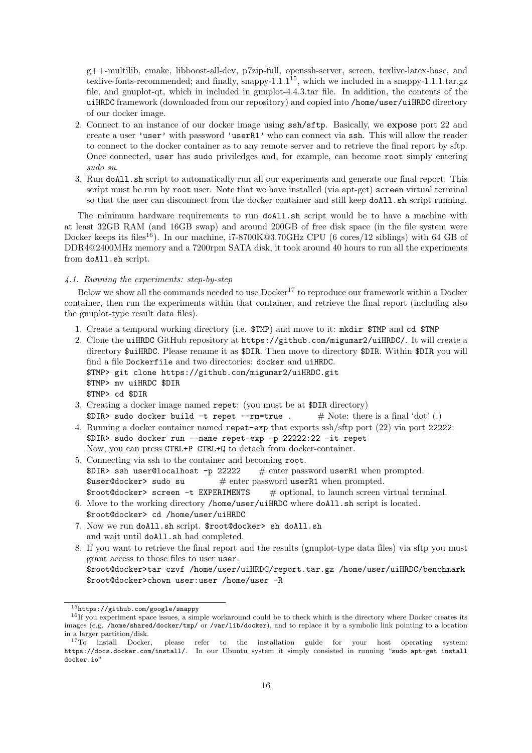g++-multilib, cmake, libboost-all-dev, p7zip-full, openssh-server, screen, texlive-latex-base, and texlive-fonts-recommended; and finally, snappy-1.1.1[15], which we included in a snappy-1.1.1.tar.gz file, and gnuplot-qt, which in included in gnuplot-4.4.3.tar file. In addition, the contents of the `uiHRDC` framework (downloaded from our repository) and copied into `/home/user/uiHRDC` directory of our docker image.

2. Connect to an instance of our docker image using `ssh/sftp`. Basically, we **expose** port 22 and create a user `'user'` with password `'userR1'` who can connect via `ssh`. This will allow the reader to connect to the docker container as to any remote server and to retrieve the final report by sftp. Once connected, `user` has `sudo` priviledges and, for example, can become `root` simply entering *sudo su*.
3. Run `doAll.sh` script to automatically run all our experiments and generate our final report. This script must be run by `root` user. Note that we have installed (via apt-get) `screen` virtual terminal so that the user can disconnect from the docker container and still keep `doAll.sh` script running.

The minimum hardware requirements to run `doAll.sh` script would be to have a machine with at least 32GB RAM (and 16GB swap) and around 200GB of free disk space (in the file system were Docker keeps its files[16]). In our machine, i7-8700K@3.70GHz CPU (6 cores/12 siblings) with 64 GB of DDR4@2400MHz memory and a 7200rpm SATA disk, it took around 40 hours to run all the experiments from `doAll.sh` script.

### *4.1. Running the experiments: step-by-step*

Below we show all the commands needed to use Docker[17] to reproduce our framework within a Docker container, then run the experiments within that container, and retrieve the final report (including also the gnuplot-type result data files).

1. Create a temporal working directory (i.e. `$TMP`) and move to it: `mkdir $TMP` and `cd $TMP`
2. Clone the `uiHRDC` GitHub repository at `https://github.com/migumar2/uiHRDC/`. It will create a directory `$uiHRDC`. Please rename it as `$DIR`. Then move to directory `$DIR`. Within `$DIR` you will find a file `Dockerfile` and two directories: `docker` and `uiHRDC`.
   ```
   $TMP> git clone https://github.com/migumar2/uiHRDC.git
   $TMP> mv uiHRDC $DIR
   $TMP> cd $DIR
   ```
3. Creating a docker image named `repet`: (you must be at `$DIR` directory)
   ```
   $DIR> sudo docker build -t repet --rm=true .      # Note: there is a final 'dot' (.)
   ```
4. Running a docker container named `repet-exp` that exports ssh/sftp port (22) via port `22222`:
   ```
   $DIR> sudo docker run --name repet-exp -p 22222:22 -it repet
   ```
   Now, you can press `CTRL+P CTRL+Q` to detach from docker-container.
5. Connecting via ssh to the container and becoming `root`.
   ```
   $DIR> ssh user@localhost -p 22222     # enter password userR1 when prompted.
   $user@docker> sudo su       # enter password userR1 when prompted.
   $root@docker> screen -t EXPERIMENTS     # optional, to launch screen virtual terminal.
   ```
6. Move to the working directory `/home/user/uiHRDC` where `doAll.sh` script is located.
   ```
   $root@docker> cd /home/user/uiHRDC
   ```
7. Now we run `doAll.sh` script. `$root@docker> sh doAll.sh`
   and wait until `doAll.sh` had completed.
8. If you want to retrieve the final report and the results (gnuplot-type data files) via sftp you must grant access to those files to user `user`.
   ```
   $root@docker>tar czvf /home/user/uiHRDC/report.tar.gz /home/user/uiHRDC/benchmark
   $root@docker>chown user:user /home/user -R
   ```

---

[15] `https://github.com/google/snappy`

[16] If you experiment space issues, a simple workaround could be to check which is the directory where Docker creates its images (e.g. `/home/shared/docker/tmp/` or `/var/lib/docker`), and to replace it by a symbolic link pointing to a location in a larger partition/disk.

[17] To install Docker, please refer to the installation guide for your host operating system: `https://docs.docker.com/install/`. In our Ubuntu system it simply consisted in running "`sudo apt-get install docker.io`"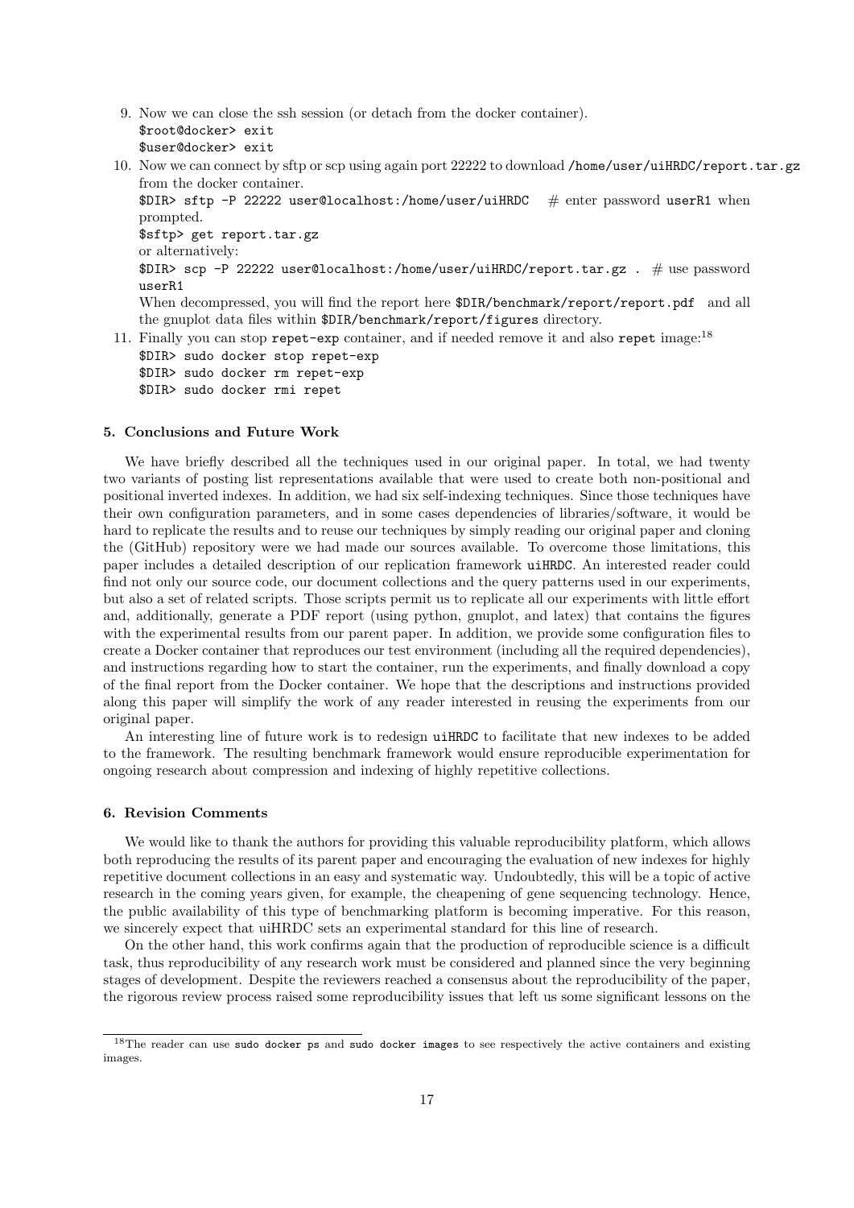9. Now we can close the ssh session (or detach from the docker container).
   `$root@docker> exit`
   `$user@docker> exit`
10. Now we can connect by sftp or scp using again port 22222 to download `/home/user/uiHRDC/report.tar.gz` from the docker container.
    `$DIR> sftp -P 22222 user@localhost:/home/user/uiHRDC` # enter password `userR1` when prompted.
    `$sftp> get report.tar.gz`
    or alternatively:
    `$DIR> scp -P 22222 user@localhost:/home/user/uiHRDC/report.tar.gz .` # use password `userR1`
    When decompressed, you will find the report here `$DIR/benchmark/report/report.pdf` and all the gnuplot data files within `$DIR/benchmark/report/figures` directory.
11. Finally you can stop `repet-exp` container, and if needed remove it and also `repet` image:[18]
    `$DIR> sudo docker stop repet-exp`
    `$DIR> sudo docker rm repet-exp`
    `$DIR> sudo docker rmi repet`

## 5. Conclusions and Future Work

We have briefly described all the techniques used in our original paper. In total, we had twenty two variants of posting list representations available that were used to create both non-positional and positional inverted indexes. In addition, we had six self-indexing techniques. Since those techniques have their own configuration parameters, and in some cases dependencies of libraries/software, it would be hard to replicate the results and to reuse our techniques by simply reading our original paper and cloning the (GitHub) repository were we had made our sources available. To overcome those limitations, this paper includes a detailed description of our replication framework `uiHRDC`. An interested reader could find not only our source code, our document collections and the query patterns used in our experiments, but also a set of related scripts. Those scripts permit us to replicate all our experiments with little effort and, additionally, generate a PDF report (using python, gnuplot, and latex) that contains the figures with the experimental results from our parent paper. In addition, we provide some configuration files to create a Docker container that reproduces our test environment (including all the required dependencies), and instructions regarding how to start the container, run the experiments, and finally download a copy of the final report from the Docker container. We hope that the descriptions and instructions provided along this paper will simplify the work of any reader interested in reusing the experiments from our original paper.

An interesting line of future work is to redesign `uiHRDC` to facilitate that new indexes to be added to the framework. The resulting benchmark framework would ensure reproducible experimentation for ongoing research about compression and indexing of highly repetitive collections.

## 6. Revision Comments

We would like to thank the authors for providing this valuable reproducibility platform, which allows both reproducing the results of its parent paper and encouraging the evaluation of new indexes for highly repetitive document collections in an easy and systematic way. Undoubtedly, this will be a topic of active research in the coming years given, for example, the cheapening of gene sequencing technology. Hence, the public availability of this type of benchmarking platform is becoming imperative. For this reason, we sincerely expect that uiHRDC sets an experimental standard for this line of research.

On the other hand, this work confirms again that the production of reproducible science is a difficult task, thus reproducibility of any research work must be considered and planned since the very beginning stages of development. Despite the reviewers reached a consensus about the reproducibility of the paper, the rigorous review process raised some reproducibility issues that left us some significant lessons on the

[18] The reader can use `sudo docker ps` and `sudo docker images` to see respectively the active containers and existing images.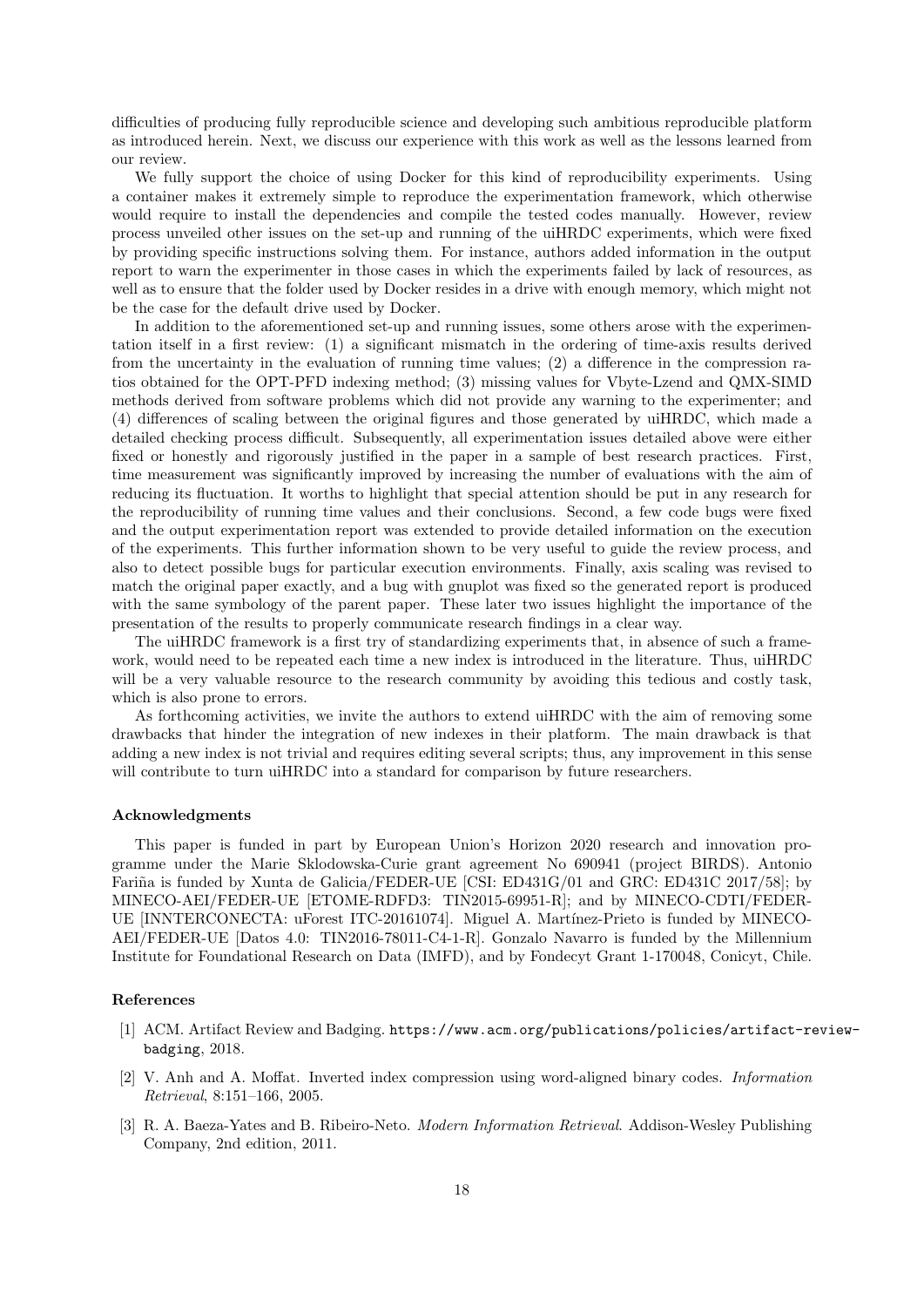difficulties of producing fully reproducible science and developing such ambitious reproducible platform as introduced herein. Next, we discuss our experience with this work as well as the lessons learned from our review.

We fully support the choice of using Docker for this kind of reproducibility experiments. Using a container makes it extremely simple to reproduce the experimentation framework, which otherwise would require to install the dependencies and compile the tested codes manually. However, review process unveiled other issues on the set-up and running of the uiHRDC experiments, which were fixed by providing specific instructions solving them. For instance, authors added information in the output report to warn the experimenter in those cases in which the experiments failed by lack of resources, as well as to ensure that the folder used by Docker resides in a drive with enough memory, which might not be the case for the default drive used by Docker.

In addition to the aforementioned set-up and running issues, some others arose with the experimentation itself in a first review: (1) a significant mismatch in the ordering of time-axis results derived from the uncertainty in the evaluation of running time values; (2) a difference in the compression ratios obtained for the OPT-PFD indexing method; (3) missing values for Vbyte-Lzend and QMX-SIMD methods derived from software problems which did not provide any warning to the experimenter; and (4) differences of scaling between the original figures and those generated by uiHRDC, which made a detailed checking process difficult. Subsequently, all experimentation issues detailed above were either fixed or honestly and rigorously justified in the paper in a sample of best research practices. First, time measurement was significantly improved by increasing the number of evaluations with the aim of reducing its fluctuation. It worths to highlight that special attention should be put in any research for the reproducibility of running time values and their conclusions. Second, a few code bugs were fixed and the output experimentation report was extended to provide detailed information on the execution of the experiments. This further information shown to be very useful to guide the review process, and also to detect possible bugs for particular execution environments. Finally, axis scaling was revised to match the original paper exactly, and a bug with gnuplot was fixed so the generated report is produced with the same symbology of the parent paper. These later two issues highlight the importance of the presentation of the results to properly communicate research findings in a clear way.

The uiHRDC framework is a first try of standardizing experiments that, in absence of such a framework, would need to be repeated each time a new index is introduced in the literature. Thus, uiHRDC will be a very valuable resource to the research community by avoiding this tedious and costly task, which is also prone to errors.

As forthcoming activities, we invite the authors to extend uiHRDC with the aim of removing some drawbacks that hinder the integration of new indexes in their platform. The main drawback is that adding a new index is not trivial and requires editing several scripts; thus, any improvement in this sense will contribute to turn uiHRDC into a standard for comparison by future researchers.

### Acknowledgments

This paper is funded in part by European Union's Horizon 2020 research and innovation programme under the Marie Sklodowska-Curie grant agreement No 690941 (project BIRDS). Antonio Fariña is funded by Xunta de Galicia/FEDER-UE [CSI: ED431G/01 and GRC: ED431C 2017/58]; by MINECO-AEI/FEDER-UE [ETOME-RDFD3: TIN2015-69951-R]; and by MINECO-CDTI/FEDER-UE [INNTERCONECTA: uForest ITC-20161074]. Miguel A. Martínez-Prieto is funded by MINECO-AEI/FEDER-UE [Datos 4.0: TIN2016-78011-C4-1-R]. Gonzalo Navarro is funded by the Millennium Institute for Foundational Research on Data (IMFD), and by Fondecyt Grant 1-170048, Conicyt, Chile.

### References

[1] ACM. Artifact Review and Badging. `https://www.acm.org/publications/policies/artifact-review-badging`, 2018.

[2] V. Anh and A. Moffat. Inverted index compression using word-aligned binary codes. *Information Retrieval*, 8:151–166, 2005.

[3] R. A. Baeza-Yates and B. Ribeiro-Neto. *Modern Information Retrieval*. Addison-Wesley Publishing Company, 2nd edition, 2011.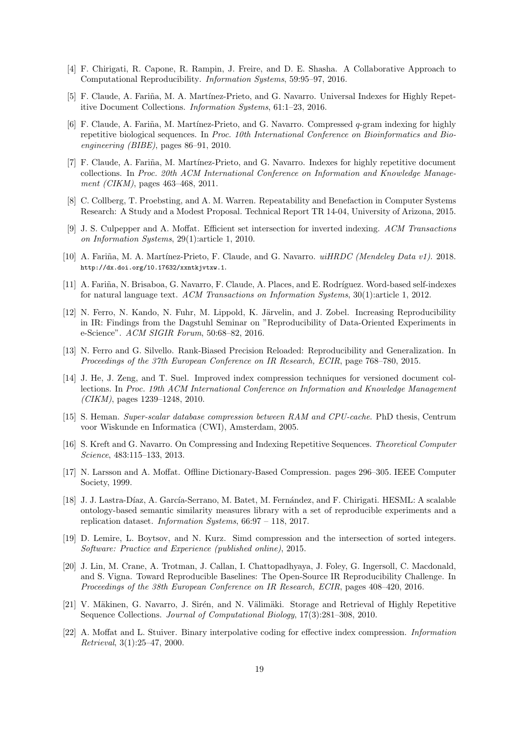[4] F. Chirigati, R. Capone, R. Rampin, J. Freire, and D. E. Shasha. A Collaborative Approach to Computational Reproducibility. *Information Systems*, 59:95–97, 2016.

[5] F. Claude, A. Fariña, M. A. Martínez-Prieto, and G. Navarro. Universal Indexes for Highly Repetitive Document Collections. *Information Systems*, 61:1–23, 2016.

[6] F. Claude, A. Fariña, M. Martínez-Prieto, and G. Navarro. Compressed $q$-gram indexing for highly repetitive biological sequences. In *Proc. 10th International Conference on Bioinformatics and Bioengineering (BIBE)*, pages 86–91, 2010.

[7] F. Claude, A. Fariña, M. Martínez-Prieto, and G. Navarro. Indexes for highly repetitive document collections. In *Proc. 20th ACM International Conference on Information and Knowledge Management (CIKM)*, pages 463–468, 2011.

[8] C. Collberg, T. Proebsting, and A. M. Warren. Repeatability and Benefaction in Computer Systems Research: A Study and a Modest Proposal. Technical Report TR 14-04, University of Arizona, 2015.

[9] J. S. Culpepper and A. Moffat. Efficient set intersection for inverted indexing. *ACM Transactions on Information Systems*, 29(1):article 1, 2010.

[10] A. Fariña, M. A. Martínez-Prieto, F. Claude, and G. Navarro. *uiHRDC (Mendeley Data v1)*. 2018. http://dx.doi.org/10.17632/xxntkjvtxw.1.

[11] A. Fariña, N. Brisaboa, G. Navarro, F. Claude, A. Places, and E. Rodríguez. Word-based self-indexes for natural language text. *ACM Transactions on Information Systems*, 30(1):article 1, 2012.

[12] N. Ferro, N. Kando, N. Fuhr, M. Lippold, K. Järvelin, and J. Zobel. Increasing Reproducibility in IR: Findings from the Dagstuhl Seminar on "Reproducibility of Data-Oriented Experiments in e-Science". *ACM SIGIR Forum*, 50:68–82, 2016.

[13] N. Ferro and G. Silvello. Rank-Biased Precision Reloaded: Reproducibility and Generalization. In *Proceedings of the 37th European Conference on IR Research, ECIR*, page 768–780, 2015.

[14] J. He, J. Zeng, and T. Suel. Improved index compression techniques for versioned document collections. In *Proc. 19th ACM International Conference on Information and Knowledge Management (CIKM)*, pages 1239–1248, 2010.

[15] S. Heman. *Super-scalar database compression between RAM and CPU-cache*. PhD thesis, Centrum voor Wiskunde en Informatica (CWI), Amsterdam, 2005.

[16] S. Kreft and G. Navarro. On Compressing and Indexing Repetitive Sequences. *Theoretical Computer Science*, 483:115–133, 2013.

[17] N. Larsson and A. Moffat. Offline Dictionary-Based Compression. pages 296–305. IEEE Computer Society, 1999.

[18] J. J. Lastra-Díaz, A. García-Serrano, M. Batet, M. Fernández, and F. Chirigati. HESML: A scalable ontology-based semantic similarity measures library with a set of reproducible experiments and a replication dataset. *Information Systems*, 66:97 – 118, 2017.

[19] D. Lemire, L. Boytsov, and N. Kurz. Simd compression and the intersection of sorted integers. *Software: Practice and Experience (published online)*, 2015.

[20] J. Lin, M. Crane, A. Trotman, J. Callan, I. Chattopadhyaya, J. Foley, G. Ingersoll, C. Macdonald, and S. Vigna. Toward Reproducible Baselines: The Open-Source IR Reproducibility Challenge. In *Proceedings of the 38th European Conference on IR Research, ECIR*, pages 408–420, 2016.

[21] V. Mäkinen, G. Navarro, J. Sirén, and N. Välimäki. Storage and Retrieval of Highly Repetitive Sequence Collections. *Journal of Computational Biology*, 17(3):281–308, 2010.

[22] A. Moffat and L. Stuiver. Binary interpolative coding for effective index compression. *Information Retrieval*, 3(1):25–47, 2000.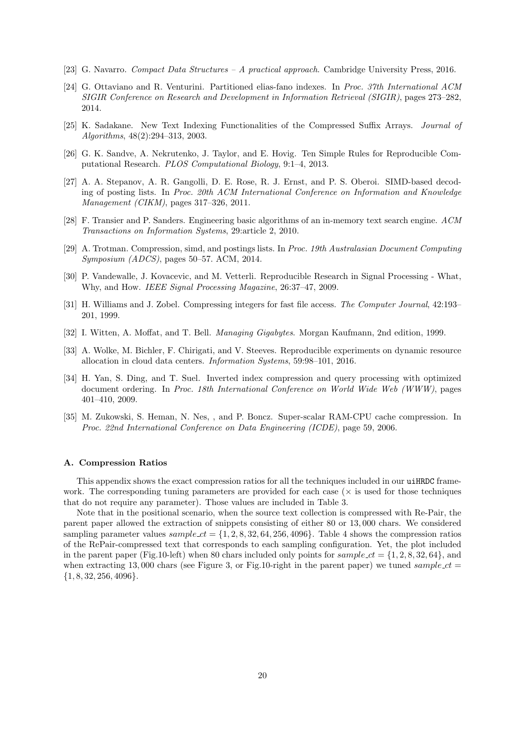[23] G. Navarro. *Compact Data Structures – A practical approach*. Cambridge University Press, 2016.

[24] G. Ottaviano and R. Venturini. Partitioned elias-fano indexes. In *Proc. 37th International ACM SIGIR Conference on Research and Development in Information Retrieval (SIGIR)*, pages 273–282, 2014.

[25] K. Sadakane. New Text Indexing Functionalities of the Compressed Suffix Arrays. *Journal of Algorithms*, 48(2):294–313, 2003.

[26] G. K. Sandve, A. Nekrutenko, J. Taylor, and E. Hovig. Ten Simple Rules for Reproducible Computational Research. *PLOS Computational Biology*, 9:1–4, 2013.

[27] A. A. Stepanov, A. R. Gangolli, D. E. Rose, R. J. Ernst, and P. S. Oberoi. SIMD-based decoding of posting lists. In *Proc. 20th ACM International Conference on Information and Knowledge Management (CIKM)*, pages 317–326, 2011.

[28] F. Transier and P. Sanders. Engineering basic algorithms of an in-memory text search engine. *ACM Transactions on Information Systems*, 29:article 2, 2010.

[29] A. Trotman. Compression, simd, and postings lists. In *Proc. 19th Australasian Document Computing Symposium (ADCS)*, pages 50–57. ACM, 2014.

[30] P. Vandewalle, J. Kovacevic, and M. Vetterli. Reproducible Research in Signal Processing - What, Why, and How. *IEEE Signal Processing Magazine*, 26:37–47, 2009.

[31] H. Williams and J. Zobel. Compressing integers for fast file access. *The Computer Journal*, 42:193–201, 1999.

[32] I. Witten, A. Moffat, and T. Bell. *Managing Gigabytes*. Morgan Kaufmann, 2nd edition, 1999.

[33] A. Wolke, M. Bichler, F. Chirigati, and V. Steeves. Reproducible experiments on dynamic resource allocation in cloud data centers. *Information Systems*, 59:98–101, 2016.

[34] H. Yan, S. Ding, and T. Suel. Inverted index compression and query processing with optimized document ordering. In *Proc. 18th International Conference on World Wide Web (WWW)*, pages 401–410, 2009.

[35] M. Zukowski, S. Heman, N. Nes, , and P. Boncz. Super-scalar RAM-CPU cache compression. In *Proc. 22nd International Conference on Data Engineering (ICDE)*, page 59, 2006.

### A. Compression Ratios

This appendix shows the exact compression ratios for all the techniques included in our `uiHRDC` framework. The corresponding tuning parameters are provided for each case ($\times$ is used for those techniques that do not require any parameter). Those values are included in Table 3.

Note that in the positional scenario, when the source text collection is compressed with Re-Pair, the parent paper allowed the extraction of snippets consisting of either 80 or 13,000 chars. We considered sampling parameter values $sample\_ct = \{1, 2, 8, 32, 64, 256, 4096\}$. Table 4 shows the compression ratios of the RePair-compressed text that corresponds to each sampling configuration. Yet, the plot included in the parent paper (Fig.10-left) when 80 chars included only points for $sample\_ct = \{1, 2, 8, 32, 64\}$, and when extracting 13,000 chars (see Figure 3, or Fig.10-right in the parent paper) we tuned $sample\_ct = \{1, 8, 32, 256, 4096\}$.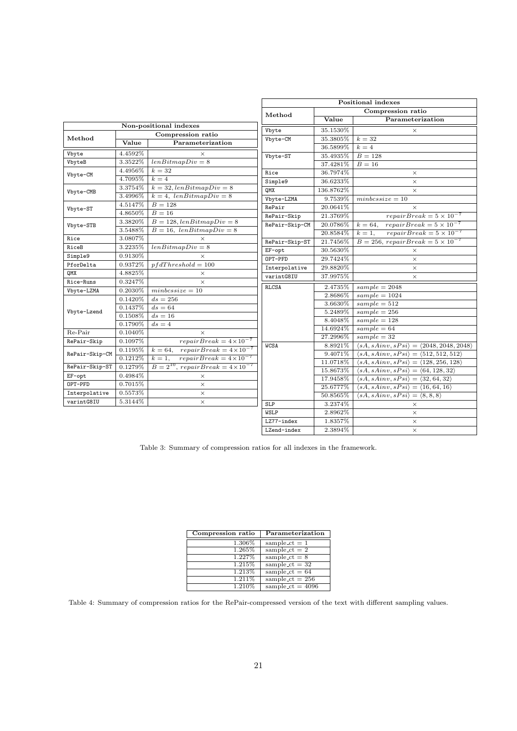| Non-positional indexes | | |
|---|---|---|
| Method | Compression ratio | |
| | Value | Parameterization |
| Vbyte | 4.4592% | × |
| VbyteB | 3.3522% | $lenBitmapDiv = 8$ |
| Vbyte-CM | 4.4956% | $k = 32$ |
| | 4.7095% | $k = 4$ |
| Vbyte-CMB | 3.3754% | $k = 32, lenBitmapDiv = 8$ |
| | 3.4996% | $k = 4,\ lenBitmapDiv = 8$ |
| Vbyte-ST | 4.5147% | $B = 128$ |
| | 4.8650% | $B = 16$ |
| Vbyte-STB | 3.3820% | $B = 128, lenBitmapDiv = 8$ |
| | 3.5488% | $B = 16,\ lenBitmapDiv = 8$ |
| Rice | 3.0807% | × |
| RiceB | 3.2235% | $lenBitmapDiv = 8$ |
| Simple9 | 0.9130% | × |
| PforDelta | 0.9372% | $pfdThreshold = 100$ |
| QMX | 4.8825% | × |
| Rice-Runs | 0.3247% | × |
| Vbyte-LZMA | 0.2030% | $minbcssize = 10$ |
| Vbyte-Lzend | 0.1420% | $ds = 256$ |
| | 0.1437% | $ds = 64$ |
| | 0.1508% | $ds = 16$ |
| | 0.1790% | $ds = 4$ |
| Re-Pair | 0.1040% | × |
| RePair-Skip | 0.1097% | $repairBreak = 4\times10^{-7}$ |
| RePair-Skip-CM | 0.1195% | $k = 64,\quad repairBreak = 4\times10^{-7}$ |
| | 0.1212% | $k = 1,\quad repairBreak = 4\times10^{-7}$ |
| RePair-Skip-ST | 0.1279% | $B = 2^{10},\ repairBreak = 4\times10^{-7}$ |
| EF-opt | 0.4984% | × |
| OPT-PFD | 0.7015% | × |
| Interpolative | 0.5573% | × |
| varintG8IU | 5.3144% | × |

| Positional indexes | | |
|---|---|---|
| Method | Compression ratio | |
| | Value | Parameterization |
| Vbyte | 35.1530% | × |
| Vbyte-CM | 35.3805% | $k = 32$ |
| | 36.5899% | $k = 4$ |
| Vbyte-ST | 35.4935% | $B = 128$ |
| | 37.4281% | $B = 16$ |
| Rice | 36.7974% | × |
| Simple9 | 36.6233% | × |
| QMX | 136.8762% | × |
| Vbyte-LZMA | 9.7539% | $minbcssize = 10$ |
| RePair | 20.0641% | × |
| RePair-Skip | 21.3769% | $repairBreak = 5\times10^{-7}$ |
| RePair-Skip-CM | 20.0786% | $k = 64,\quad repairBreak = 5\times10^{-7}$ |
| | 20.8584% | $k = 1,\quad repairBreak = 5\times10^{-7}$ |
| RePair-Skip-ST | 21.7456% | $B = 256,\ repairBreak = 5\times10^{-7}$ |
| EF-opt | 30.5630% | × |
| OPT-PFD | 29.7424% | × |
| Interpolative | 29.8820% | × |
| varintG8IU | 37.9975% | × |
| RLCSA | 2.4735% | $sample = 2048$ |
| | 2.8686% | $sample = 1024$ |
| | 3.6630% | $sample = 512$ |
| | 5.2489% | $sample = 256$ |
| | 8.4048% | $sample = 128$ |
| | 14.6924% | $sample = 64$ |
| | 27.2996% | $sample = 32$ |
| WCSA | 8.8921% | $\langle sA, sAinv, sPsi\rangle = \langle 2048, 2048, 2048\rangle$ |
| | 9.4071% | $\langle sA, sAinv, sPsi\rangle = \langle 512, 512, 512\rangle$ |
| | 11.0718% | $\langle sA, sAinv, sPsi\rangle = \langle 128, 256, 128\rangle$ |
| | 15.8673% | $\langle sA, sAinv, sPsi\rangle = \langle 64, 128, 32\rangle$ |
| | 17.9458% | $\langle sA, sAinv, sPsi\rangle = \langle 32, 64, 32\rangle$ |
| | 25.6777% | $\langle sA, sAinv, sPsi\rangle = \langle 16, 64, 16\rangle$ |
| | 50.8565% | $\langle sA, sAinv, sPsi\rangle = \langle 8, 8, 8\rangle$ |
| SLP | 3.2374% | × |
| WSLP | 2.8962% | × |
| LZ77-index | 1.8357% | × |
| LZend-index | 2.3894% | × |

Table 3: Summary of compression ratios for all indexes in the framework.

| Compression ratio | Parameterization |
|---|---|
| 1.306% | sample_ct = 1 |
| 1.265% | sample_ct = 2 |
| 1.227% | sample_ct = 8 |
| 1.215% | sample_ct = 32 |
| 1.213% | sample_ct = 64 |
| 1.211% | sample_ct = 256 |
| 1.210% | sample_ct = 4096 |

Table 4: Summary of compression ratios for the RePair-compressed version of the text with different sampling values.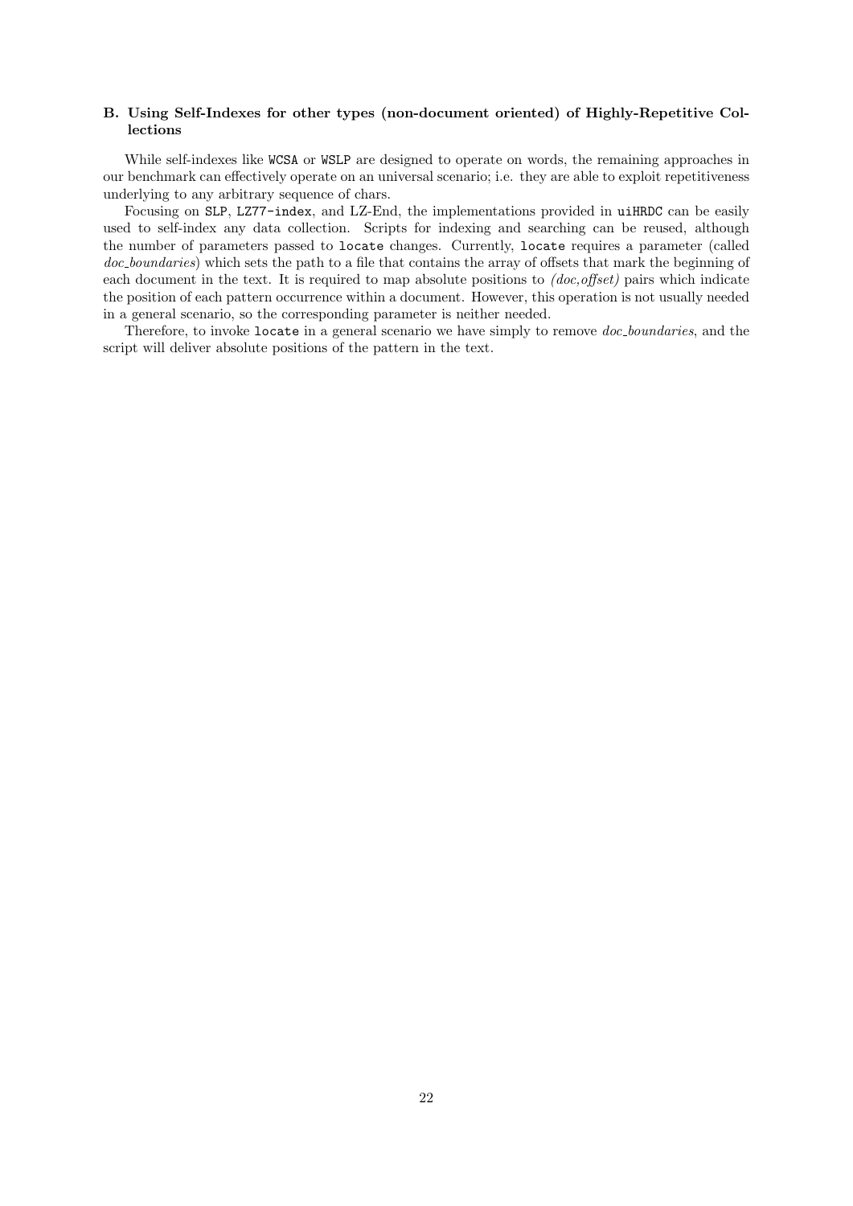## B. Using Self-Indexes for other types (non-document oriented) of Highly-Repetitive Collections

While self-indexes like `WCSA` or `WSLP` are designed to operate on words, the remaining approaches in our benchmark can effectively operate on an universal scenario; i.e. they are able to exploit repetitiveness underlying to any arbitrary sequence of chars.

Focusing on `SLP`, `LZ77-index`, and LZ-End, the implementations provided in `uiHRDC` can be easily used to self-index any data collection. Scripts for indexing and searching can be reused, although the number of parameters passed to `locate` changes. Currently, `locate` requires a parameter (called *doc_boundaries*) which sets the path to a file that contains the array of offsets that mark the beginning of each document in the text. It is required to map absolute positions to *(doc,offset)* pairs which indicate the position of each pattern occurrence within a document. However, this operation is not usually needed in a general scenario, so the corresponding parameter is neither needed.

Therefore, to invoke `locate` in a general scenario we have simply to remove *doc_boundaries*, and the script will deliver absolute positions of the pattern in the text.